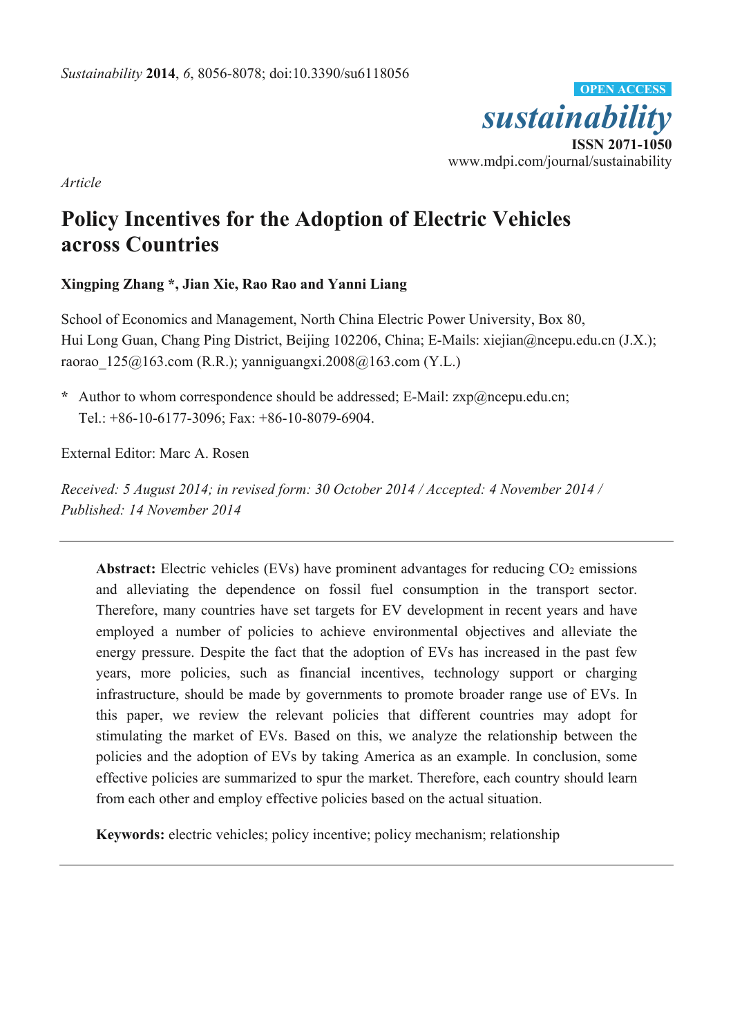*Sustainability* **2014**, *6*, 8056-8078; doi:10.3390/su6118056

OPEN ACCESS

*sustainability*

**ISSN 2071-1050**

www.mdpi.com/journal/sustainability

*Article*

# Policy Incentives for the Adoption of Electric Vehicles across Countries

**Xingping Zhang \*, Jian Xie, Rao Rao and Yanni Liang**

School of Economics and Management, North China Electric Power University, Box 80, Hui Long Guan, Chang Ping District, Beijing 102206, China; E-Mails: xiejian@ncepu.edu.cn (J.X.); raorao_125@163.com (R.R.); yanniguangxi.2008@163.com (Y.L.)

**\*** Author to whom correspondence should be addressed; E-Mail: zxp@ncepu.edu.cn; Tel.: +86-10-6177-3096; Fax: +86-10-8079-6904.

External Editor: Marc A. Rosen

*Received: 5 August 2014; in revised form: 30 October 2014 / Accepted: 4 November 2014 / Published: 14 November 2014*

**Abstract:** Electric vehicles (EVs) have prominent advantages for reducing $CO_2$ emissions and alleviating the dependence on fossil fuel consumption in the transport sector. Therefore, many countries have set targets for EV development in recent years and have employed a number of policies to achieve environmental objectives and alleviate the energy pressure. Despite the fact that the adoption of EVs has increased in the past few years, more policies, such as financial incentives, technology support or charging infrastructure, should be made by governments to promote broader range use of EVs. In this paper, we review the relevant policies that different countries may adopt for stimulating the market of EVs. Based on this, we analyze the relationship between the policies and the adoption of EVs by taking America as an example. In conclusion, some effective policies are summarized to spur the market. Therefore, each country should learn from each other and employ effective policies based on the actual situation.

**Keywords:** electric vehicles; policy incentive; policy mechanism; relationship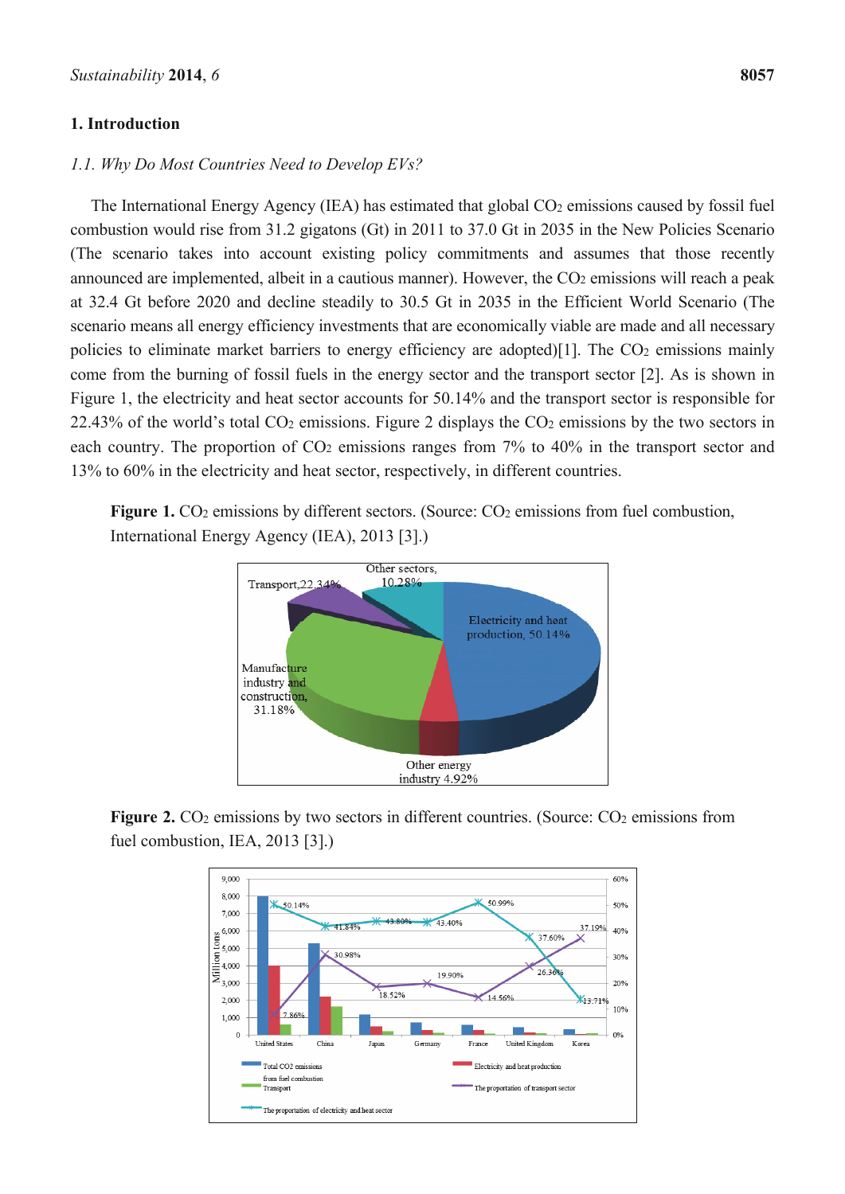## 1. Introduction

### *1.1. Why Do Most Countries Need to Develop EVs?*

The International Energy Agency (IEA) has estimated that global $CO_2$ emissions caused by fossil fuel combustion would rise from 31.2 gigatons (Gt) in 2011 to 37.0 Gt in 2035 in the New Policies Scenario (The scenario takes into account existing policy commitments and assumes that those recently announced are implemented, albeit in a cautious manner). However, the $CO_2$ emissions will reach a peak at 32.4 Gt before 2020 and decline steadily to 30.5 Gt in 2035 in the Efficient World Scenario (The scenario means all energy efficiency investments that are economically viable are made and all necessary policies to eliminate market barriers to energy efficiency are adopted)[1]. The $CO_2$ emissions mainly come from the burning of fossil fuels in the energy sector and the transport sector [2]. As is shown in Figure 1, the electricity and heat sector accounts for 50.14% and the transport sector is responsible for 22.43% of the world's total $CO_2$ emissions. Figure 2 displays the $CO_2$ emissions by the two sectors in each country. The proportion of $CO_2$ emissions ranges from 7% to 40% in the transport sector and 13% to 60% in the electricity and heat sector, respectively, in different countries.

**Figure 1.** $CO_2$ emissions by different sectors. (Source: $CO_2$ emissions from fuel combustion, International Energy Agency (IEA), 2013 [3].)

**Figure 2.** $CO_2$ emissions by two sectors in different countries. (Source: $CO_2$ emissions from fuel combustion, IEA, 2013 [3].)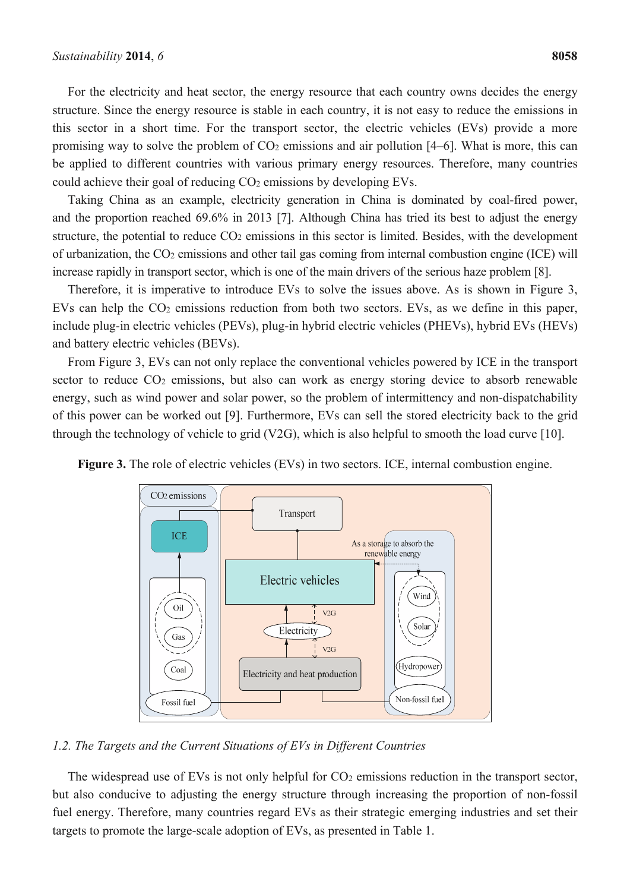For the electricity and heat sector, the energy resource that each country owns decides the energy structure. Since the energy resource is stable in each country, it is not easy to reduce the emissions in this sector in a short time. For the transport sector, the electric vehicles (EVs) provide a more promising way to solve the problem of $CO_2$ emissions and air pollution [4–6]. What is more, this can be applied to different countries with various primary energy resources. Therefore, many countries could achieve their goal of reducing $CO_2$ emissions by developing EVs.

Taking China as an example, electricity generation in China is dominated by coal-fired power, and the proportion reached 69.6% in 2013 [7]. Although China has tried its best to adjust the energy structure, the potential to reduce $CO_2$ emissions in this sector is limited. Besides, with the development of urbanization, the $CO_2$ emissions and other tail gas coming from internal combustion engine (ICE) will increase rapidly in transport sector, which is one of the main drivers of the serious haze problem [8].

Therefore, it is imperative to introduce EVs to solve the issues above. As is shown in Figure 3, EVs can help the $CO_2$ emissions reduction from both two sectors. EVs, as we define in this paper, include plug-in electric vehicles (PEVs), plug-in hybrid electric vehicles (PHEVs), hybrid EVs (HEVs) and battery electric vehicles (BEVs).

From Figure 3, EVs can not only replace the conventional vehicles powered by ICE in the transport sector to reduce $CO_2$ emissions, but also can work as energy storing device to absorb renewable energy, such as wind power and solar power, so the problem of intermittency and non-dispatchability of this power can be worked out [9]. Furthermore, EVs can sell the stored electricity back to the grid through the technology of vehicle to grid (V2G), which is also helpful to smooth the load curve [10].

**Figure 3.** The role of electric vehicles (EVs) in two sectors. ICE, internal combustion engine.

*1.2. The Targets and the Current Situations of EVs in Different Countries*

The widespread use of EVs is not only helpful for $CO_2$ emissions reduction in the transport sector, but also conducive to adjusting the energy structure through increasing the proportion of non-fossil fuel energy. Therefore, many countries regard EVs as their strategic emerging industries and set their targets to promote the large-scale adoption of EVs, as presented in Table 1.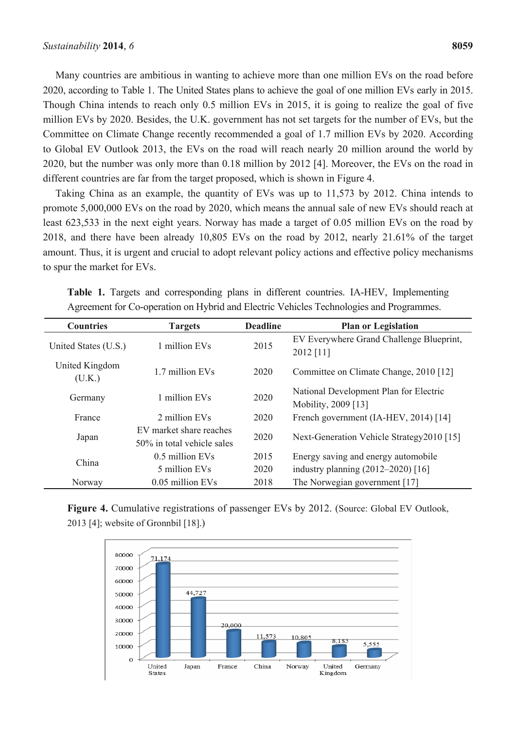Many countries are ambitious in wanting to achieve more than one million EVs on the road before 2020, according to Table 1. The United States plans to achieve the goal of one million EVs early in 2015. Though China intends to reach only 0.5 million EVs in 2015, it is going to realize the goal of five million EVs by 2020. Besides, the U.K. government has not set targets for the number of EVs, but the Committee on Climate Change recently recommended a goal of 1.7 million EVs by 2020. According to Global EV Outlook 2013, the EVs on the road will reach nearly 20 million around the world by 2020, but the number was only more than 0.18 million by 2012 [4]. Moreover, the EVs on the road in different countries are far from the target proposed, which is shown in Figure 4.

Taking China as an example, the quantity of EVs was up to 11,573 by 2012. China intends to promote 5,000,000 EVs on the road by 2020, which means the annual sale of new EVs should reach at least 623,533 in the next eight years. Norway has made a target of 0.05 million EVs on the road by 2018, and there have been already 10,805 EVs on the road by 2012, nearly 21.61% of the target amount. Thus, it is urgent and crucial to adopt relevant policy actions and effective policy mechanisms to spur the market for EVs.

**Table 1.** Targets and corresponding plans in different countries. IA-HEV, Implementing Agreement for Co-operation on Hybrid and Electric Vehicles Technologies and Programmes.

| Countries | Targets | Deadline | Plan or Legislation |
|---|---|---|---|
| United States (U.S.) | 1 million EVs | 2015 | EV Everywhere Grand Challenge Blueprint, 2012 [11] |
| United Kingdom (U.K.) | 1.7 million EVs | 2020 | Committee on Climate Change, 2010 [12] |
| Germany | 1 million EVs | 2020 | National Development Plan for Electric Mobility, 2009 [13] |
| France | 2 million EVs | 2020 | French government (IA-HEV, 2014) [14] |
| Japan | EV market share reaches 50% in total vehicle sales | 2020 | Next-Generation Vehicle Strategy2010 [15] |
| China | 0.5 million EVs<br>5 million EVs | 2015<br>2020 | Energy saving and energy automobile industry planning (2012–2020) [16] |
| Norway | 0.05 million EVs | 2018 | The Norwegian government [17] |

**Figure 4.** Cumulative registrations of passenger EVs by 2012. (Source: Global EV Outlook, 2013 [4]; website of Gronnbil [18].)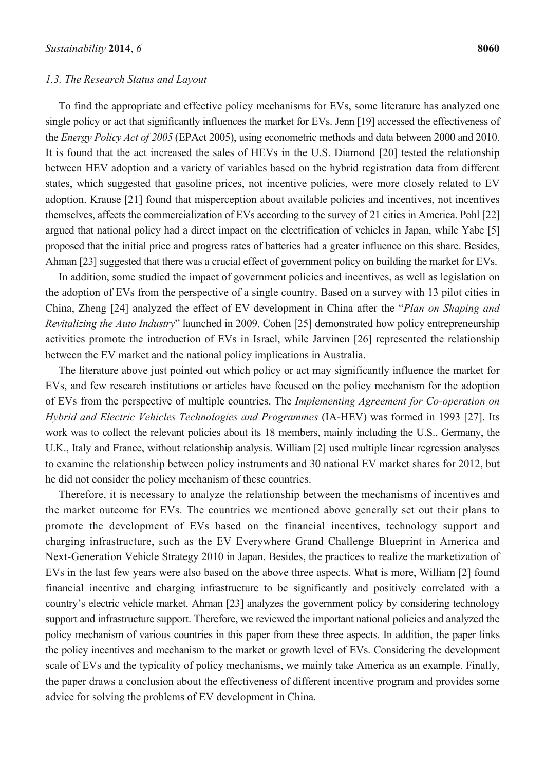### *1.3. The Research Status and Layout*

To find the appropriate and effective policy mechanisms for EVs, some literature has analyzed one single policy or act that significantly influences the market for EVs. Jenn [19] accessed the effectiveness of the *Energy Policy Act of 2005* (EPAct 2005), using econometric methods and data between 2000 and 2010. It is found that the act increased the sales of HEVs in the U.S. Diamond [20] tested the relationship between HEV adoption and a variety of variables based on the hybrid registration data from different states, which suggested that gasoline prices, not incentive policies, were more closely related to EV adoption. Krause [21] found that misperception about available policies and incentives, not incentives themselves, affects the commercialization of EVs according to the survey of 21 cities in America. Pohl [22] argued that national policy had a direct impact on the electrification of vehicles in Japan, while Yabe [5] proposed that the initial price and progress rates of batteries had a greater influence on this share. Besides, Ahman [23] suggested that there was a crucial effect of government policy on building the market for EVs.

In addition, some studied the impact of government policies and incentives, as well as legislation on the adoption of EVs from the perspective of a single country. Based on a survey with 13 pilot cities in China, Zheng [24] analyzed the effect of EV development in China after the "*Plan on Shaping and Revitalizing the Auto Industry*" launched in 2009. Cohen [25] demonstrated how policy entrepreneurship activities promote the introduction of EVs in Israel, while Jarvinen [26] represented the relationship between the EV market and the national policy implications in Australia.

The literature above just pointed out which policy or act may significantly influence the market for EVs, and few research institutions or articles have focused on the policy mechanism for the adoption of EVs from the perspective of multiple countries. The *Implementing Agreement for Co-operation on Hybrid and Electric Vehicles Technologies and Programmes* (IA-HEV) was formed in 1993 [27]. Its work was to collect the relevant policies about its 18 members, mainly including the U.S., Germany, the U.K., Italy and France, without relationship analysis. William [2] used multiple linear regression analyses to examine the relationship between policy instruments and 30 national EV market shares for 2012, but he did not consider the policy mechanism of these countries.

Therefore, it is necessary to analyze the relationship between the mechanisms of incentives and the market outcome for EVs. The countries we mentioned above generally set out their plans to promote the development of EVs based on the financial incentives, technology support and charging infrastructure, such as the EV Everywhere Grand Challenge Blueprint in America and Next-Generation Vehicle Strategy 2010 in Japan. Besides, the practices to realize the marketization of EVs in the last few years were also based on the above three aspects. What is more, William [2] found financial incentive and charging infrastructure to be significantly and positively correlated with a country's electric vehicle market. Ahman [23] analyzes the government policy by considering technology support and infrastructure support. Therefore, we reviewed the important national policies and analyzed the policy mechanism of various countries in this paper from these three aspects. In addition, the paper links the policy incentives and mechanism to the market or growth level of EVs. Considering the development scale of EVs and the typicality of policy mechanisms, we mainly take America as an example. Finally, the paper draws a conclusion about the effectiveness of different incentive program and provides some advice for solving the problems of EV development in China.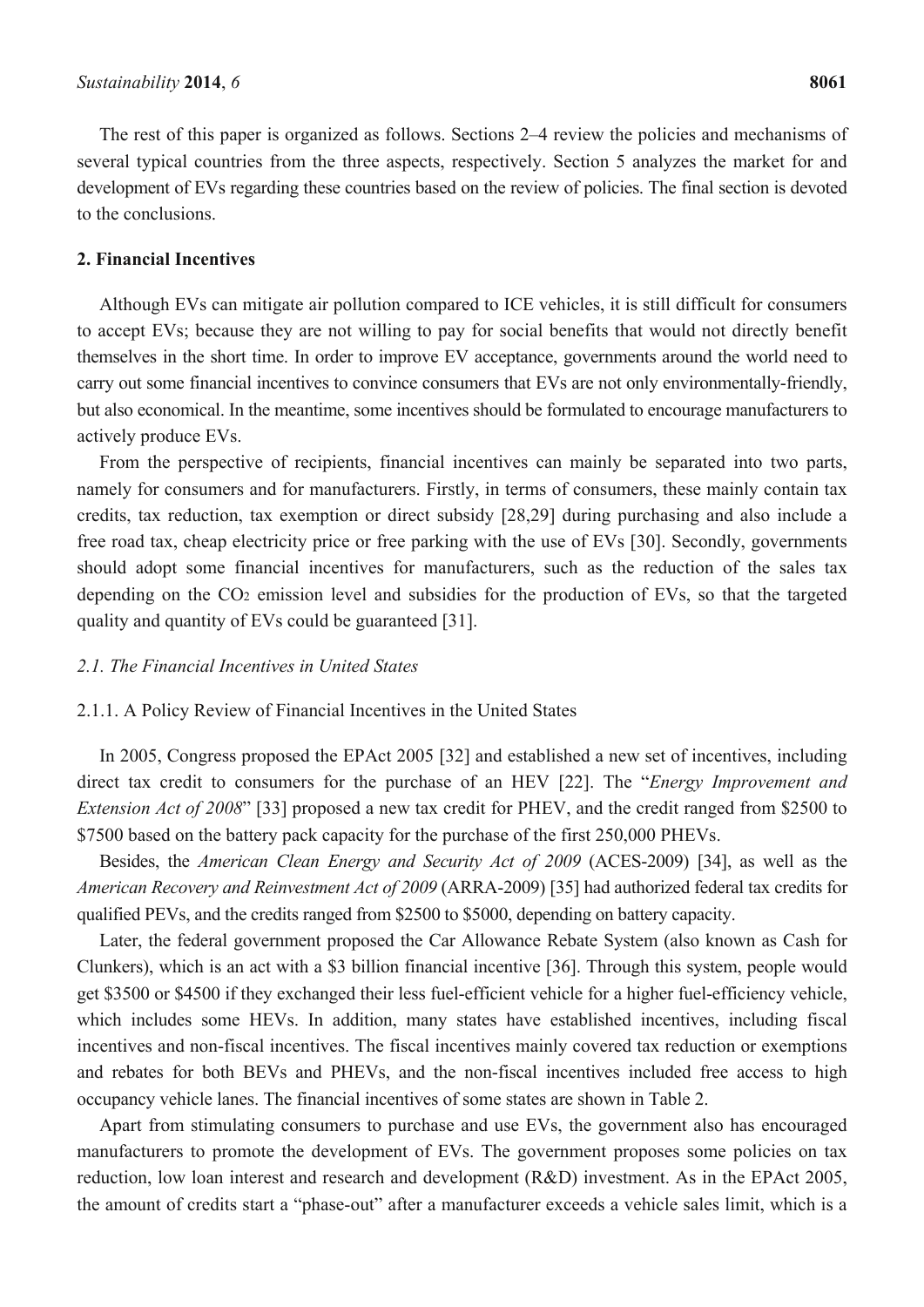The rest of this paper is organized as follows. Sections 2–4 review the policies and mechanisms of several typical countries from the three aspects, respectively. Section 5 analyzes the market for and development of EVs regarding these countries based on the review of policies. The final section is devoted to the conclusions.

## 2. Financial Incentives

Although EVs can mitigate air pollution compared to ICE vehicles, it is still difficult for consumers to accept EVs; because they are not willing to pay for social benefits that would not directly benefit themselves in the short time. In order to improve EV acceptance, governments around the world need to carry out some financial incentives to convince consumers that EVs are not only environmentally-friendly, but also economical. In the meantime, some incentives should be formulated to encourage manufacturers to actively produce EVs.

From the perspective of recipients, financial incentives can mainly be separated into two parts, namely for consumers and for manufacturers. Firstly, in terms of consumers, these mainly contain tax credits, tax reduction, tax exemption or direct subsidy [28,29] during purchasing and also include a free road tax, cheap electricity price or free parking with the use of EVs [30]. Secondly, governments should adopt some financial incentives for manufacturers, such as the reduction of the sales tax depending on the $CO_2$ emission level and subsidies for the production of EVs, so that the targeted quality and quantity of EVs could be guaranteed [31].

### *2.1. The Financial Incentives in United States*

#### 2.1.1. A Policy Review of Financial Incentives in the United States

In 2005, Congress proposed the EPAct 2005 [32] and established a new set of incentives, including direct tax credit to consumers for the purchase of an HEV [22]. The "*Energy Improvement and Extension Act of 2008*" [33] proposed a new tax credit for PHEV, and the credit ranged from \$2500 to \$7500 based on the battery pack capacity for the purchase of the first 250,000 PHEVs.

Besides, the *American Clean Energy and Security Act of 2009* (ACES-2009) [34], as well as the *American Recovery and Reinvestment Act of 2009* (ARRA-2009) [35] had authorized federal tax credits for qualified PEVs, and the credits ranged from \$2500 to \$5000, depending on battery capacity.

Later, the federal government proposed the Car Allowance Rebate System (also known as Cash for Clunkers), which is an act with a \$3 billion financial incentive [36]. Through this system, people would get \$3500 or \$4500 if they exchanged their less fuel-efficient vehicle for a higher fuel-efficiency vehicle, which includes some HEVs. In addition, many states have established incentives, including fiscal incentives and non-fiscal incentives. The fiscal incentives mainly covered tax reduction or exemptions and rebates for both BEVs and PHEVs, and the non-fiscal incentives included free access to high occupancy vehicle lanes. The financial incentives of some states are shown in Table 2.

Apart from stimulating consumers to purchase and use EVs, the government also has encouraged manufacturers to promote the development of EVs. The government proposes some policies on tax reduction, low loan interest and research and development (R&D) investment. As in the EPAct 2005, the amount of credits start a "phase-out" after a manufacturer exceeds a vehicle sales limit, which is a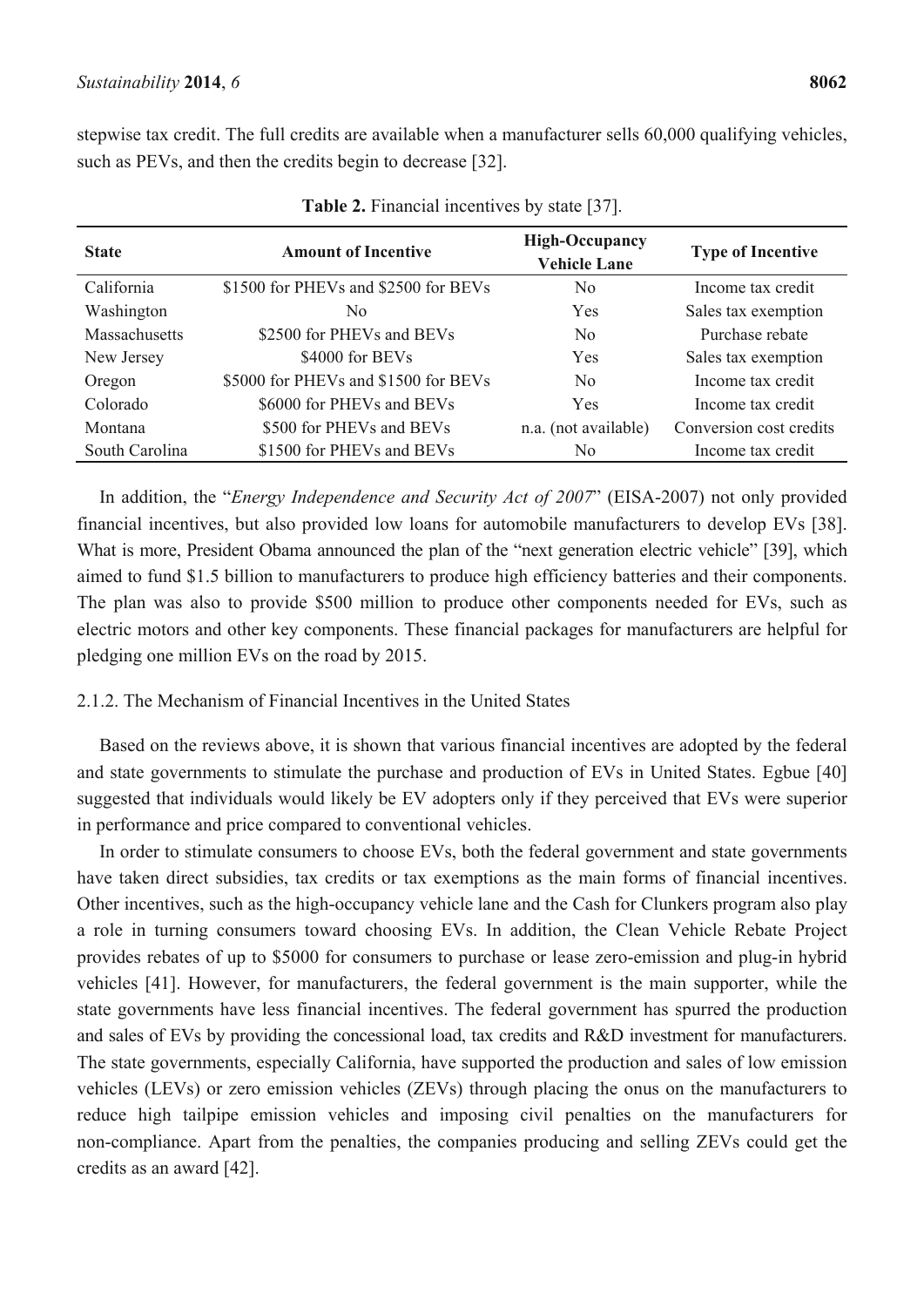stepwise tax credit. The full credits are available when a manufacturer sells 60,000 qualifying vehicles, such as PEVs, and then the credits begin to decrease [32].

**Table 2.** Financial incentives by state [37].

| State | Amount of Incentive | High-Occupancy Vehicle Lane | Type of Incentive |
|---|---|---|---|
| California | $1500 for PHEVs and $2500 for BEVs | No | Income tax credit |
| Washington | No | Yes | Sales tax exemption |
| Massachusetts | $2500 for PHEVs and BEVs | No | Purchase rebate |
| New Jersey | $4000 for BEVs | Yes | Sales tax exemption |
| Oregon | $5000 for PHEVs and $1500 for BEVs | No | Income tax credit |
| Colorado | $6000 for PHEVs and BEVs | Yes | Income tax credit |
| Montana | $500 for PHEVs and BEVs | n.a. (not available) | Conversion cost credits |
| South Carolina | $1500 for PHEVs and BEVs | No | Income tax credit |

In addition, the "*Energy Independence and Security Act of 2007*" (EISA-2007) not only provided financial incentives, but also provided low loans for automobile manufacturers to develop EVs [38]. What is more, President Obama announced the plan of the "next generation electric vehicle" [39], which aimed to fund $1.5 billion to manufacturers to produce high efficiency batteries and their components. The plan was also to provide $500 million to produce other components needed for EVs, such as electric motors and other key components. These financial packages for manufacturers are helpful for pledging one million EVs on the road by 2015.

### 2.1.2. The Mechanism of Financial Incentives in the United States

Based on the reviews above, it is shown that various financial incentives are adopted by the federal and state governments to stimulate the purchase and production of EVs in United States. Egbue [40] suggested that individuals would likely be EV adopters only if they perceived that EVs were superior in performance and price compared to conventional vehicles.

In order to stimulate consumers to choose EVs, both the federal government and state governments have taken direct subsidies, tax credits or tax exemptions as the main forms of financial incentives. Other incentives, such as the high-occupancy vehicle lane and the Cash for Clunkers program also play a role in turning consumers toward choosing EVs. In addition, the Clean Vehicle Rebate Project provides rebates of up to $5000 for consumers to purchase or lease zero-emission and plug-in hybrid vehicles [41]. However, for manufacturers, the federal government is the main supporter, while the state governments have less financial incentives. The federal government has spurred the production and sales of EVs by providing the concessional load, tax credits and R&D investment for manufacturers. The state governments, especially California, have supported the production and sales of low emission vehicles (LEVs) or zero emission vehicles (ZEVs) through placing the onus on the manufacturers to reduce high tailpipe emission vehicles and imposing civil penalties on the manufacturers for non-compliance. Apart from the penalties, the companies producing and selling ZEVs could get the credits as an award [42].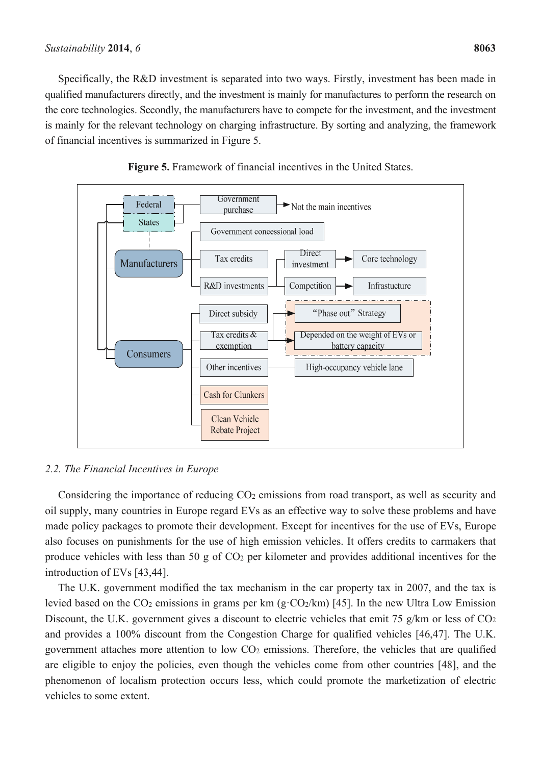Specifically, the R&D investment is separated into two ways. Firstly, investment has been made in qualified manufacturers directly, and the investment is mainly for manufactures to perform the research on the core technologies. Secondly, the manufacturers have to compete for the investment, and the investment is mainly for the relevant technology on charging infrastructure. By sorting and analyzing, the framework of financial incentives is summarized in Figure 5.

**Figure 5.** Framework of financial incentives in the United States.

## 2.2. The Financial Incentives in Europe

Considering the importance of reducing $CO_2$ emissions from road transport, as well as security and oil supply, many countries in Europe regard EVs as an effective way to solve these problems and have made policy packages to promote their development. Except for incentives for the use of EVs, Europe also focuses on punishments for the use of high emission vehicles. It offers credits to carmakers that produce vehicles with less than 50 g of $CO_2$ per kilometer and provides additional incentives for the introduction of EVs [43,44].

The U.K. government modified the tax mechanism in the car property tax in 2007, and the tax is levied based on the $CO_2$ emissions in grams per km ($g \cdot CO_2/km$) [45]. In the new Ultra Low Emission Discount, the U.K. government gives a discount to electric vehicles that emit 75 g/km or less of $CO_2$ and provides a 100% discount from the Congestion Charge for qualified vehicles [46,47]. The U.K. government attaches more attention to low $CO_2$ emissions. Therefore, the vehicles that are qualified are eligible to enjoy the policies, even though the vehicles come from other countries [48], and the phenomenon of localism protection occurs less, which could promote the marketization of electric vehicles to some extent.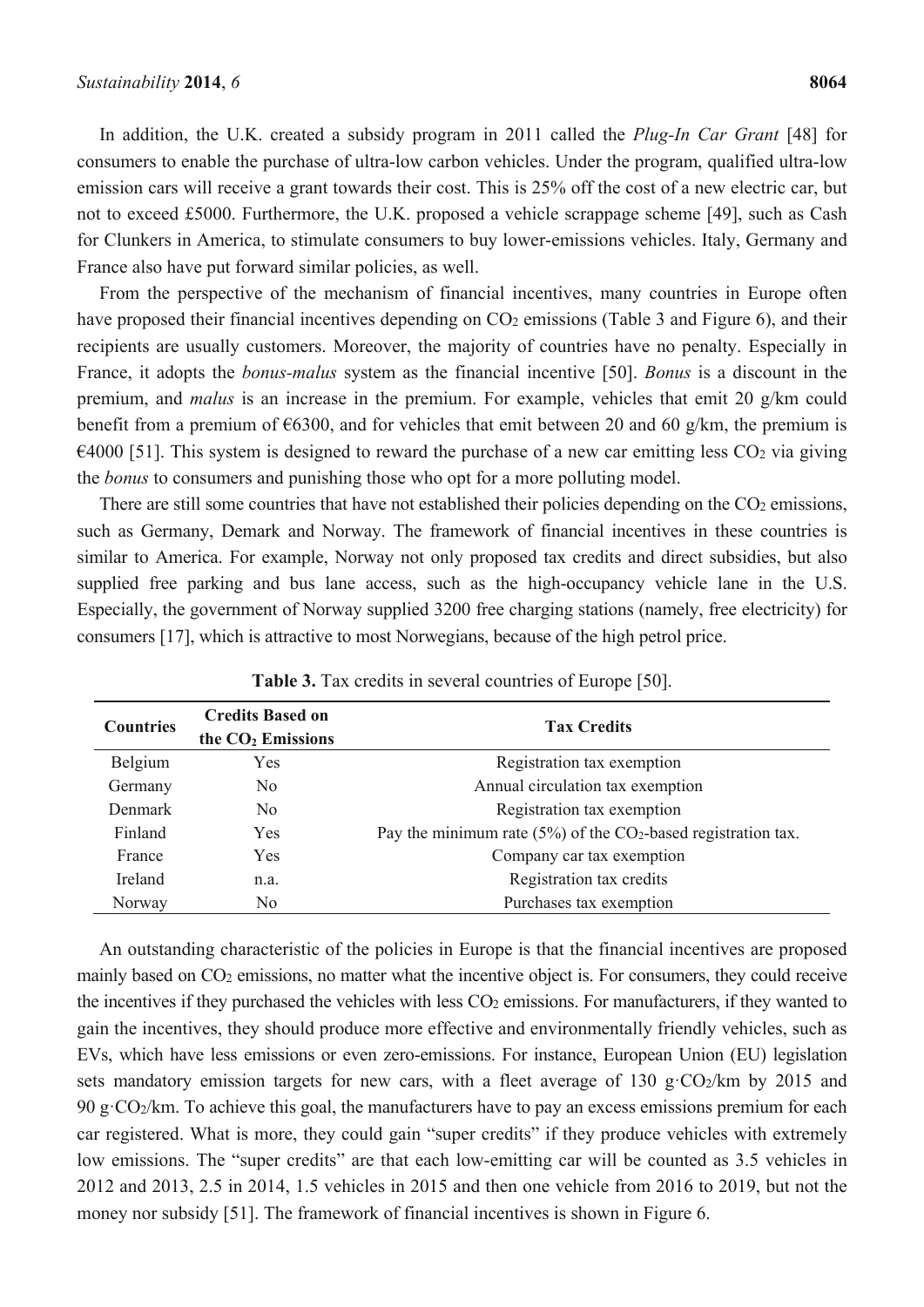In addition, the U.K. created a subsidy program in 2011 called the *Plug-In Car Grant* [48] for consumers to enable the purchase of ultra-low carbon vehicles. Under the program, qualified ultra-low emission cars will receive a grant towards their cost. This is 25% off the cost of a new electric car, but not to exceed £5000. Furthermore, the U.K. proposed a vehicle scrappage scheme [49], such as Cash for Clunkers in America, to stimulate consumers to buy lower-emissions vehicles. Italy, Germany and France also have put forward similar policies, as well.

From the perspective of the mechanism of financial incentives, many countries in Europe often have proposed their financial incentives depending on $CO_2$ emissions (Table 3 and Figure 6), and their recipients are usually customers. Moreover, the majority of countries have no penalty. Especially in France, it adopts the *bonus-malus* system as the financial incentive [50]. *Bonus* is a discount in the premium, and *malus* is an increase in the premium. For example, vehicles that emit 20 g/km could benefit from a premium of €6300, and for vehicles that emit between 20 and 60 g/km, the premium is €4000 [51]. This system is designed to reward the purchase of a new car emitting less $CO_2$ via giving the *bonus* to consumers and punishing those who opt for a more polluting model.

There are still some countries that have not established their policies depending on the $CO_2$ emissions, such as Germany, Demark and Norway. The framework of financial incentives in these countries is similar to America. For example, Norway not only proposed tax credits and direct subsidies, but also supplied free parking and bus lane access, such as the high-occupancy vehicle lane in the U.S. Especially, the government of Norway supplied 3200 free charging stations (namely, free electricity) for consumers [17], which is attractive to most Norwegians, because of the high petrol price.

**Table 3.** Tax credits in several countries of Europe [50].

| Countries | Credits Based on the $CO_2$ Emissions | Tax Credits |
|---|---|---|
| Belgium | Yes | Registration tax exemption |
| Germany | No | Annual circulation tax exemption |
| Denmark | No | Registration tax exemption |
| Finland | Yes | Pay the minimum rate (5%) of the $CO_2$-based registration tax. |
| France | Yes | Company car tax exemption |
| Ireland | n.a. | Registration tax credits |
| Norway | No | Purchases tax exemption |

An outstanding characteristic of the policies in Europe is that the financial incentives are proposed mainly based on $CO_2$ emissions, no matter what the incentive object is. For consumers, they could receive the incentives if they purchased the vehicles with less $CO_2$ emissions. For manufacturers, if they wanted to gain the incentives, they should produce more effective and environmentally friendly vehicles, such as EVs, which have less emissions or even zero-emissions. For instance, European Union (EU) legislation sets mandatory emission targets for new cars, with a fleet average of 130 $g \cdot CO_2/km$ by 2015 and 90 $g \cdot CO_2/km$. To achieve this goal, the manufacturers have to pay an excess emissions premium for each car registered. What is more, they could gain "super credits" if they produce vehicles with extremely low emissions. The "super credits" are that each low-emitting car will be counted as 3.5 vehicles in 2012 and 2013, 2.5 in 2014, 1.5 vehicles in 2015 and then one vehicle from 2016 to 2019, but not the money nor subsidy [51]. The framework of financial incentives is shown in Figure 6.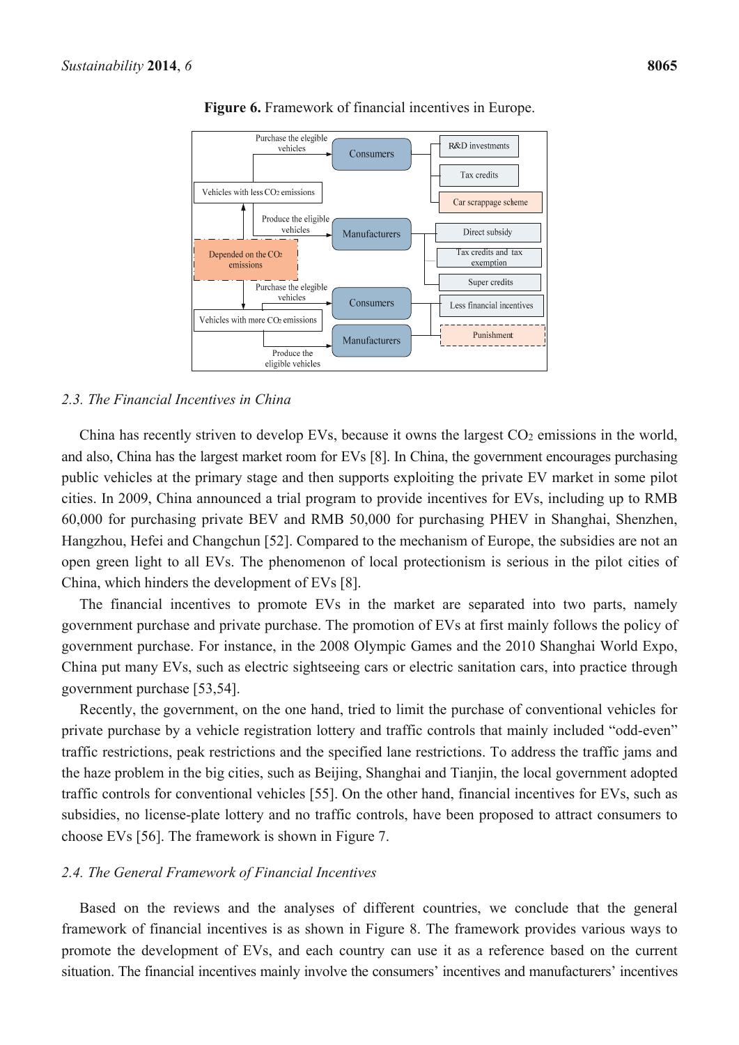**Figure 6.** Framework of financial incentives in Europe.

### 2.3. The Financial Incentives in China

China has recently striven to develop EVs, because it owns the largest $CO_2$ emissions in the world, and also, China has the largest market room for EVs [8]. In China, the government encourages purchasing public vehicles at the primary stage and then supports exploiting the private EV market in some pilot cities. In 2009, China announced a trial program to provide incentives for EVs, including up to RMB 60,000 for purchasing private BEV and RMB 50,000 for purchasing PHEV in Shanghai, Shenzhen, Hangzhou, Hefei and Changchun [52]. Compared to the mechanism of Europe, the subsidies are not an open green light to all EVs. The phenomenon of local protectionism is serious in the pilot cities of China, which hinders the development of EVs [8].

The financial incentives to promote EVs in the market are separated into two parts, namely government purchase and private purchase. The promotion of EVs at first mainly follows the policy of government purchase. For instance, in the 2008 Olympic Games and the 2010 Shanghai World Expo, China put many EVs, such as electric sightseeing cars or electric sanitation cars, into practice through government purchase [53,54].

Recently, the government, on the one hand, tried to limit the purchase of conventional vehicles for private purchase by a vehicle registration lottery and traffic controls that mainly included "odd-even" traffic restrictions, peak restrictions and the specified lane restrictions. To address the traffic jams and the haze problem in the big cities, such as Beijing, Shanghai and Tianjin, the local government adopted traffic controls for conventional vehicles [55]. On the other hand, financial incentives for EVs, such as subsidies, no license-plate lottery and no traffic controls, have been proposed to attract consumers to choose EVs [56]. The framework is shown in Figure 7.

### 2.4. The General Framework of Financial Incentives

Based on the reviews and the analyses of different countries, we conclude that the general framework of financial incentives is as shown in Figure 8. The framework provides various ways to promote the development of EVs, and each country can use it as a reference based on the current situation. The financial incentives mainly involve the consumers' incentives and manufacturers' incentives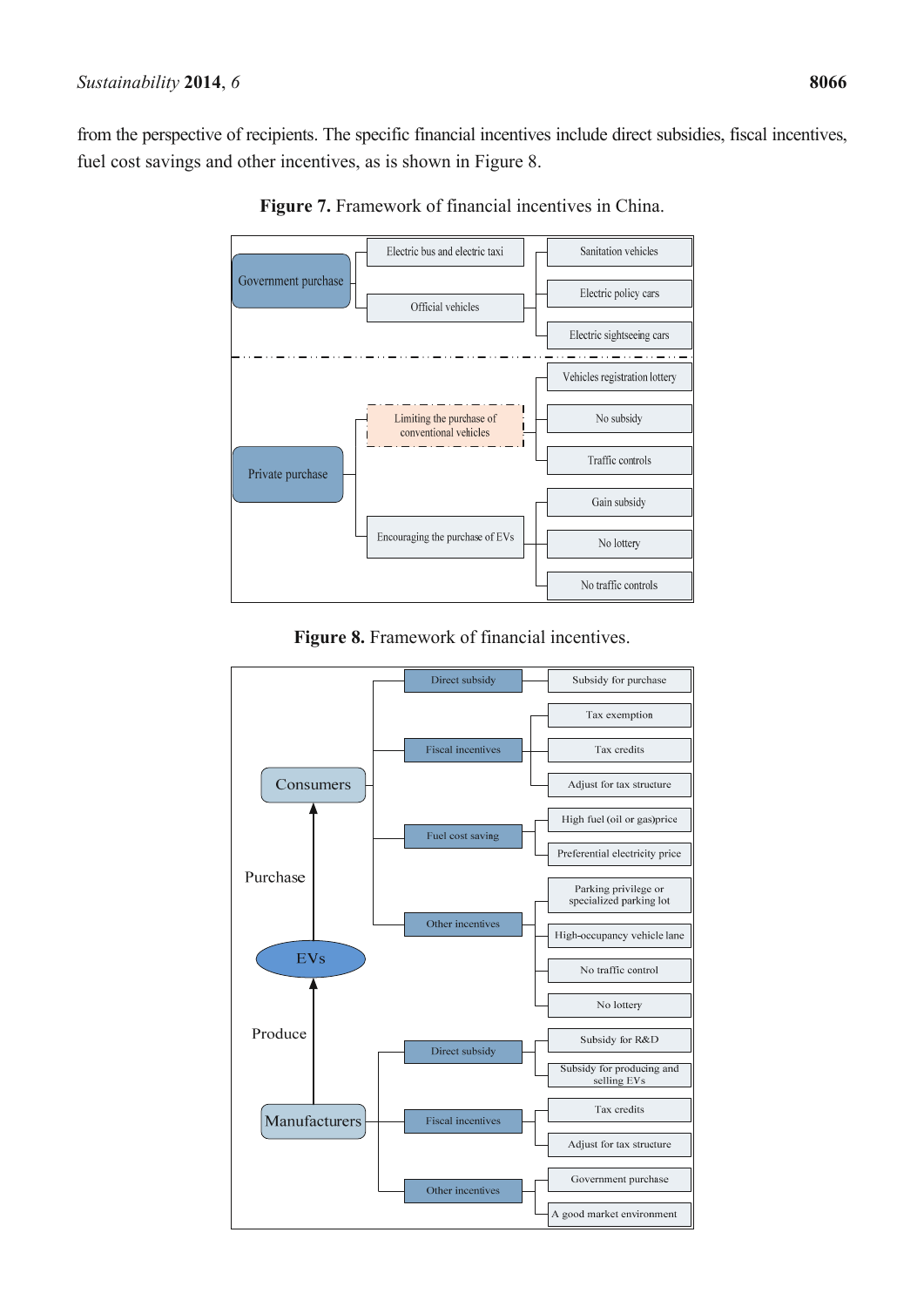from the perspective of recipients. The specific financial incentives include direct subsidies, fiscal incentives, fuel cost savings and other incentives, as is shown in Figure 8.

**Figure 7.** Framework of financial incentives in China.

**Figure 8.** Framework of financial incentives.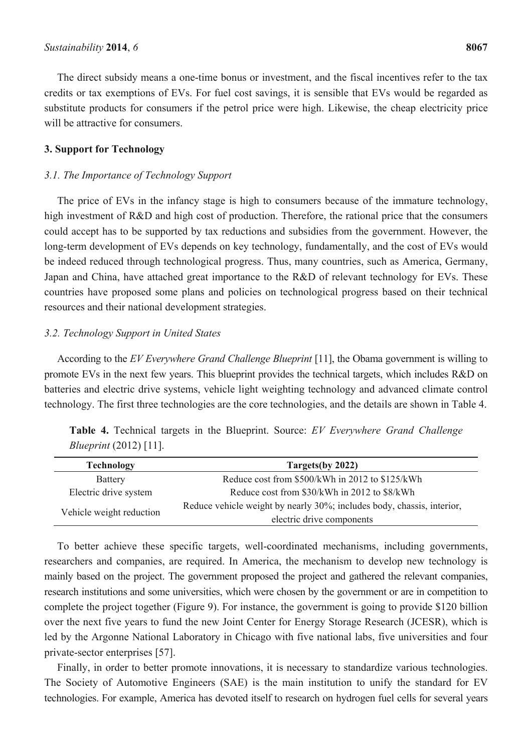The direct subsidy means a one-time bonus or investment, and the fiscal incentives refer to the tax credits or tax exemptions of EVs. For fuel cost savings, it is sensible that EVs would be regarded as substitute products for consumers if the petrol price were high. Likewise, the cheap electricity price will be attractive for consumers.

## 3. Support for Technology

### *3.1. The Importance of Technology Support*

The price of EVs in the infancy stage is high to consumers because of the immature technology, high investment of R&D and high cost of production. Therefore, the rational price that the consumers could accept has to be supported by tax reductions and subsidies from the government. However, the long-term development of EVs depends on key technology, fundamentally, and the cost of EVs would be indeed reduced through technological progress. Thus, many countries, such as America, Germany, Japan and China, have attached great importance to the R&D of relevant technology for EVs. These countries have proposed some plans and policies on technological progress based on their technical resources and their national development strategies.

### *3.2. Technology Support in United States*

According to the *EV Everywhere Grand Challenge Blueprint* [11], the Obama government is willing to promote EVs in the next few years. This blueprint provides the technical targets, which includes R&D on batteries and electric drive systems, vehicle light weighting technology and advanced climate control technology. The first three technologies are the core technologies, and the details are shown in Table 4.

**Table 4.** Technical targets in the Blueprint. Source: *EV Everywhere Grand Challenge Blueprint* (2012) [11].

| Technology | Targets(by 2022) |
|---|---|
| Battery | Reduce cost from \$500/kWh in 2012 to \$125/kWh |
| Electric drive system | Reduce cost from \$30/kWh in 2012 to \$8/kWh |
| Vehicle weight reduction | Reduce vehicle weight by nearly 30%; includes body, chassis, interior, electric drive components |

To better achieve these specific targets, well-coordinated mechanisms, including governments, researchers and companies, are required. In America, the mechanism to develop new technology is mainly based on the project. The government proposed the project and gathered the relevant companies, research institutions and some universities, which were chosen by the government or are in competition to complete the project together (Figure 9). For instance, the government is going to provide \$120 billion over the next five years to fund the new Joint Center for Energy Storage Research (JCESR), which is led by the Argonne National Laboratory in Chicago with five national labs, five universities and four private-sector enterprises [57].

Finally, in order to better promote innovations, it is necessary to standardize various technologies. The Society of Automotive Engineers (SAE) is the main institution to unify the standard for EV technologies. For example, America has devoted itself to research on hydrogen fuel cells for several years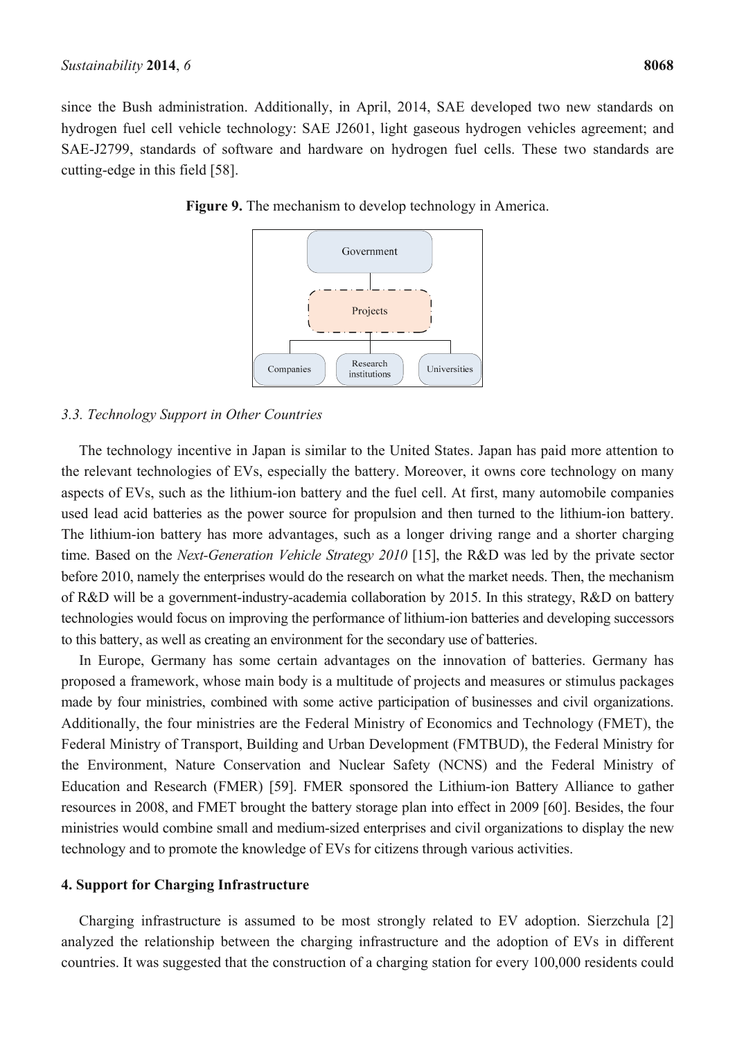since the Bush administration. Additionally, in April, 2014, SAE developed two new standards on hydrogen fuel cell vehicle technology: SAE J2601, light gaseous hydrogen vehicles agreement; and SAE-J2799, standards of software and hardware on hydrogen fuel cells. These two standards are cutting-edge in this field [58].

**Figure 9.** The mechanism to develop technology in America.

### 3.3. Technology Support in Other Countries

The technology incentive in Japan is similar to the United States. Japan has paid more attention to the relevant technologies of EVs, especially the battery. Moreover, it owns core technology on many aspects of EVs, such as the lithium-ion battery and the fuel cell. At first, many automobile companies used lead acid batteries as the power source for propulsion and then turned to the lithium-ion battery. The lithium-ion battery has more advantages, such as a longer driving range and a shorter charging time. Based on the *Next-Generation Vehicle Strategy 2010* [15], the R&D was led by the private sector before 2010, namely the enterprises would do the research on what the market needs. Then, the mechanism of R&D will be a government-industry-academia collaboration by 2015. In this strategy, R&D on battery technologies would focus on improving the performance of lithium-ion batteries and developing successors to this battery, as well as creating an environment for the secondary use of batteries.

In Europe, Germany has some certain advantages on the innovation of batteries. Germany has proposed a framework, whose main body is a multitude of projects and measures or stimulus packages made by four ministries, combined with some active participation of businesses and civil organizations. Additionally, the four ministries are the Federal Ministry of Economics and Technology (FMET), the Federal Ministry of Transport, Building and Urban Development (FMTBUD), the Federal Ministry for the Environment, Nature Conservation and Nuclear Safety (NCNS) and the Federal Ministry of Education and Research (FMER) [59]. FMER sponsored the Lithium-ion Battery Alliance to gather resources in 2008, and FMET brought the battery storage plan into effect in 2009 [60]. Besides, the four ministries would combine small and medium-sized enterprises and civil organizations to display the new technology and to promote the knowledge of EVs for citizens through various activities.

## 4. Support for Charging Infrastructure

Charging infrastructure is assumed to be most strongly related to EV adoption. Sierzchula [2] analyzed the relationship between the charging infrastructure and the adoption of EVs in different countries. It was suggested that the construction of a charging station for every 100,000 residents could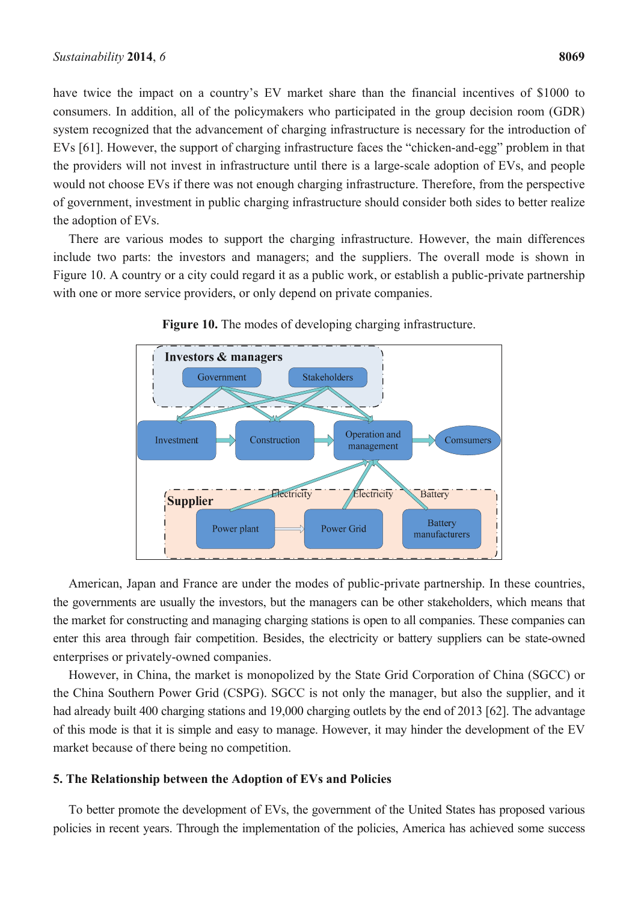have twice the impact on a country's EV market share than the financial incentives of $1000 to consumers. In addition, all of the policymakers who participated in the group decision room (GDR) system recognized that the advancement of charging infrastructure is necessary for the introduction of EVs [61]. However, the support of charging infrastructure faces the "chicken-and-egg" problem in that the providers will not invest in infrastructure until there is a large-scale adoption of EVs, and people would not choose EVs if there was not enough charging infrastructure. Therefore, from the perspective of government, investment in public charging infrastructure should consider both sides to better realize the adoption of EVs.

There are various modes to support the charging infrastructure. However, the main differences include two parts: the investors and managers; and the suppliers. The overall mode is shown in Figure 10. A country or a city could regard it as a public work, or establish a public-private partnership with one or more service providers, or only depend on private companies.

**Figure 10.** The modes of developing charging infrastructure.

American, Japan and France are under the modes of public-private partnership. In these countries, the governments are usually the investors, but the managers can be other stakeholders, which means that the market for constructing and managing charging stations is open to all companies. These companies can enter this area through fair competition. Besides, the electricity or battery suppliers can be state-owned enterprises or privately-owned companies.

However, in China, the market is monopolized by the State Grid Corporation of China (SGCC) or the China Southern Power Grid (CSPG). SGCC is not only the manager, but also the supplier, and it had already built 400 charging stations and 19,000 charging outlets by the end of 2013 [62]. The advantage of this mode is that it is simple and easy to manage. However, it may hinder the development of the EV market because of there being no competition.

## 5. The Relationship between the Adoption of EVs and Policies

To better promote the development of EVs, the government of the United States has proposed various policies in recent years. Through the implementation of the policies, America has achieved some success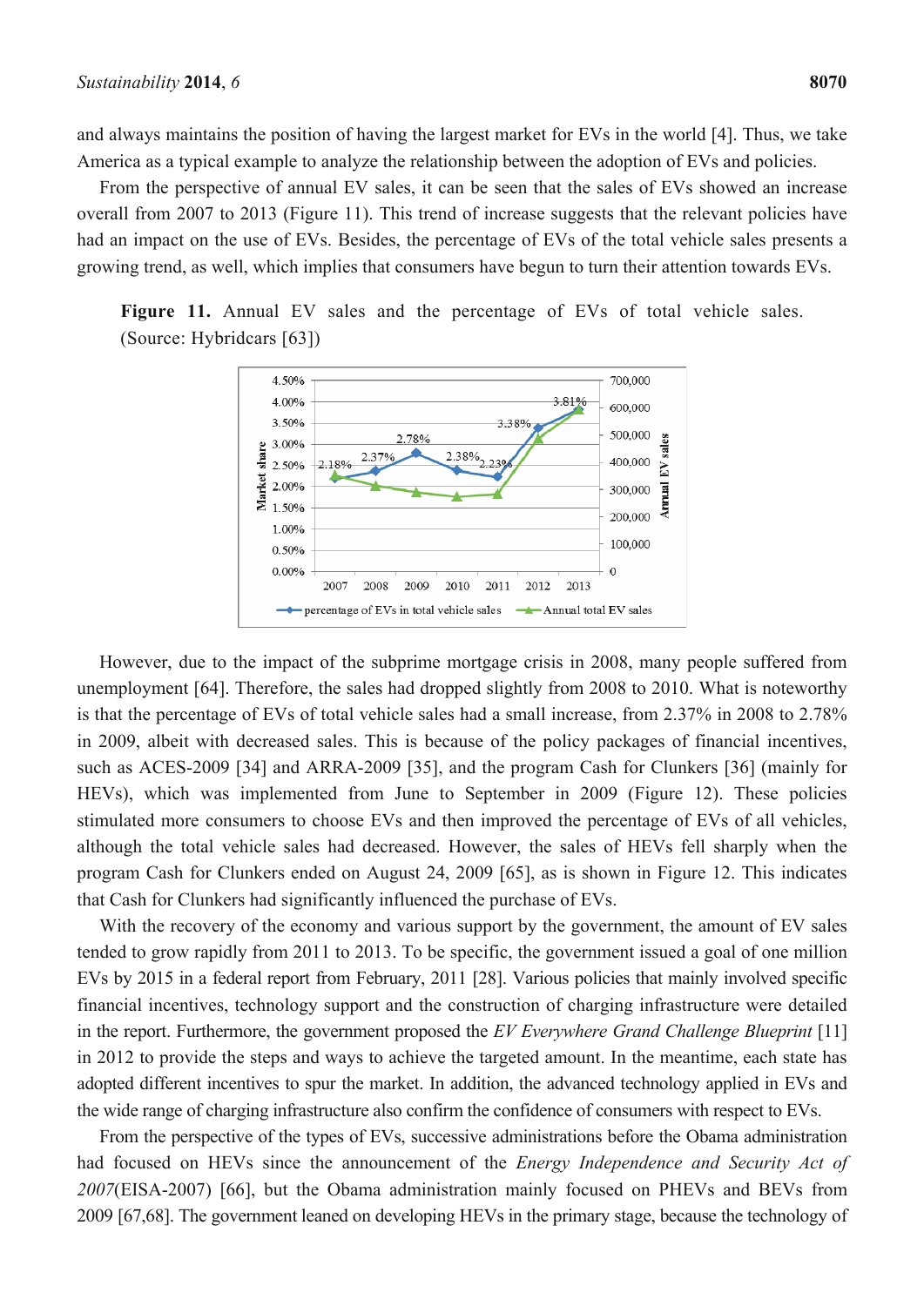and always maintains the position of having the largest market for EVs in the world [4]. Thus, we take America as a typical example to analyze the relationship between the adoption of EVs and policies.

From the perspective of annual EV sales, it can be seen that the sales of EVs showed an increase overall from 2007 to 2013 (Figure 11). This trend of increase suggests that the relevant policies have had an impact on the use of EVs. Besides, the percentage of EVs of the total vehicle sales presents a growing trend, as well, which implies that consumers have begun to turn their attention towards EVs.

**Figure 11.** Annual EV sales and the percentage of EVs of total vehicle sales. (Source: Hybridcars [63])

However, due to the impact of the subprime mortgage crisis in 2008, many people suffered from unemployment [64]. Therefore, the sales had dropped slightly from 2008 to 2010. What is noteworthy is that the percentage of EVs of total vehicle sales had a small increase, from 2.37% in 2008 to 2.78% in 2009, albeit with decreased sales. This is because of the policy packages of financial incentives, such as ACES-2009 [34] and ARRA-2009 [35], and the program Cash for Clunkers [36] (mainly for HEVs), which was implemented from June to September in 2009 (Figure 12). These policies stimulated more consumers to choose EVs and then improved the percentage of EVs of all vehicles, although the total vehicle sales had decreased. However, the sales of HEVs fell sharply when the program Cash for Clunkers ended on August 24, 2009 [65], as is shown in Figure 12. This indicates that Cash for Clunkers had significantly influenced the purchase of EVs.

With the recovery of the economy and various support by the government, the amount of EV sales tended to grow rapidly from 2011 to 2013. To be specific, the government issued a goal of one million EVs by 2015 in a federal report from February, 2011 [28]. Various policies that mainly involved specific financial incentives, technology support and the construction of charging infrastructure were detailed in the report. Furthermore, the government proposed the *EV Everywhere Grand Challenge Blueprint* [11] in 2012 to provide the steps and ways to achieve the targeted amount. In the meantime, each state has adopted different incentives to spur the market. In addition, the advanced technology applied in EVs and the wide range of charging infrastructure also confirm the confidence of consumers with respect to EVs.

From the perspective of the types of EVs, successive administrations before the Obama administration had focused on HEVs since the announcement of the *Energy Independence and Security Act of 2007*(EISA-2007) [66], but the Obama administration mainly focused on PHEVs and BEVs from 2009 [67,68]. The government leaned on developing HEVs in the primary stage, because the technology of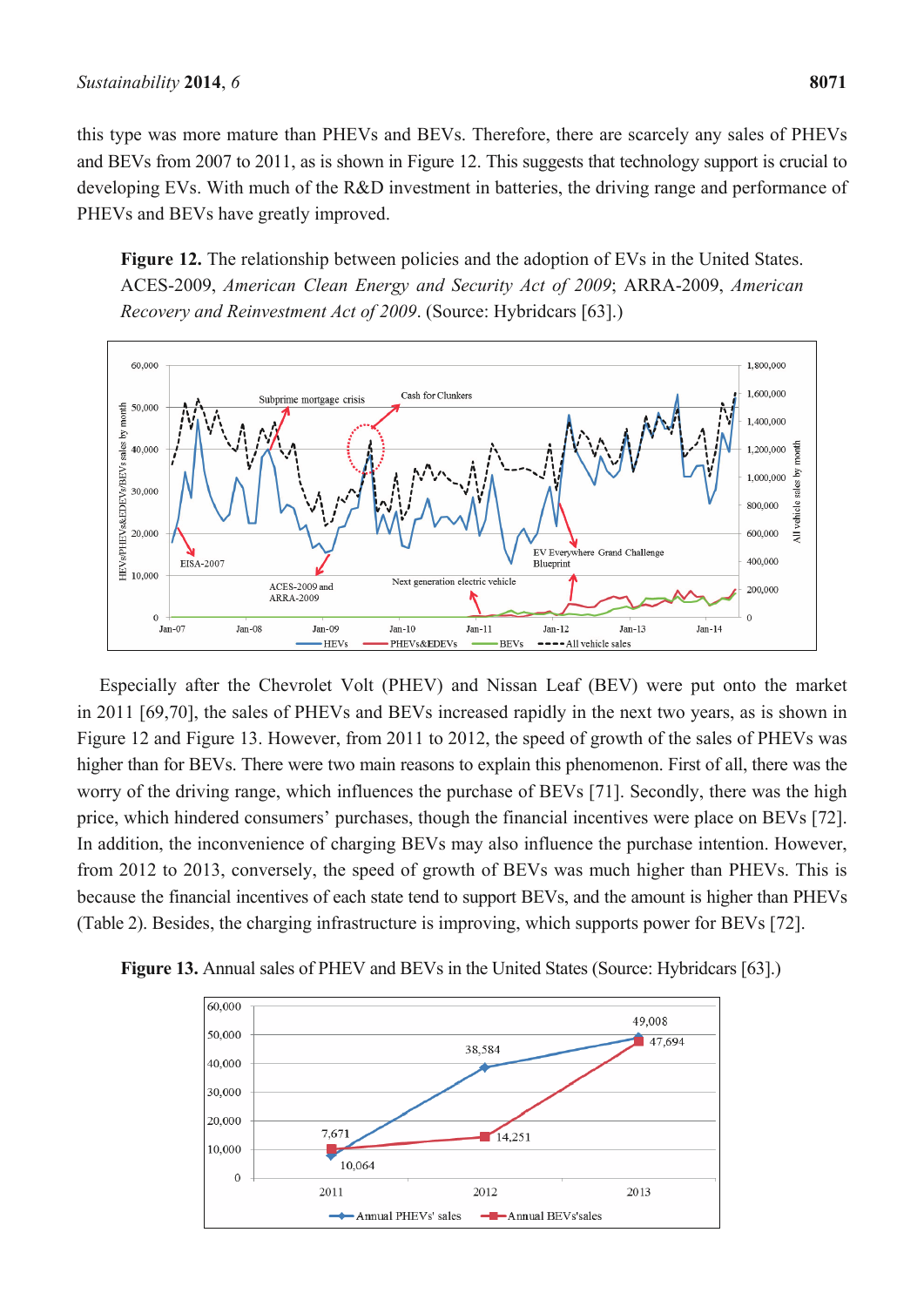this type was more mature than PHEVs and BEVs. Therefore, there are scarcely any sales of PHEVs and BEVs from 2007 to 2011, as is shown in Figure 12. This suggests that technology support is crucial to developing EVs. With much of the R&D investment in batteries, the driving range and performance of PHEVs and BEVs have greatly improved.

**Figure 12.** The relationship between policies and the adoption of EVs in the United States. ACES-2009, *American Clean Energy and Security Act of 2009*; ARRA-2009, *American Recovery and Reinvestment Act of 2009*. (Source: Hybridcars [63].)

Especially after the Chevrolet Volt (PHEV) and Nissan Leaf (BEV) were put onto the market in 2011 [69,70], the sales of PHEVs and BEVs increased rapidly in the next two years, as is shown in Figure 12 and Figure 13. However, from 2011 to 2012, the speed of growth of the sales of PHEVs was higher than for BEVs. There were two main reasons to explain this phenomenon. First of all, there was the worry of the driving range, which influences the purchase of BEVs [71]. Secondly, there was the high price, which hindered consumers' purchases, though the financial incentives were place on BEVs [72]. In addition, the inconvenience of charging BEVs may also influence the purchase intention. However, from 2012 to 2013, conversely, the speed of growth of BEVs was much higher than PHEVs. This is because the financial incentives of each state tend to support BEVs, and the amount is higher than PHEVs (Table 2). Besides, the charging infrastructure is improving, which supports power for BEVs [72].

**Figure 13.** Annual sales of PHEV and BEVs in the United States (Source: Hybridcars [63].)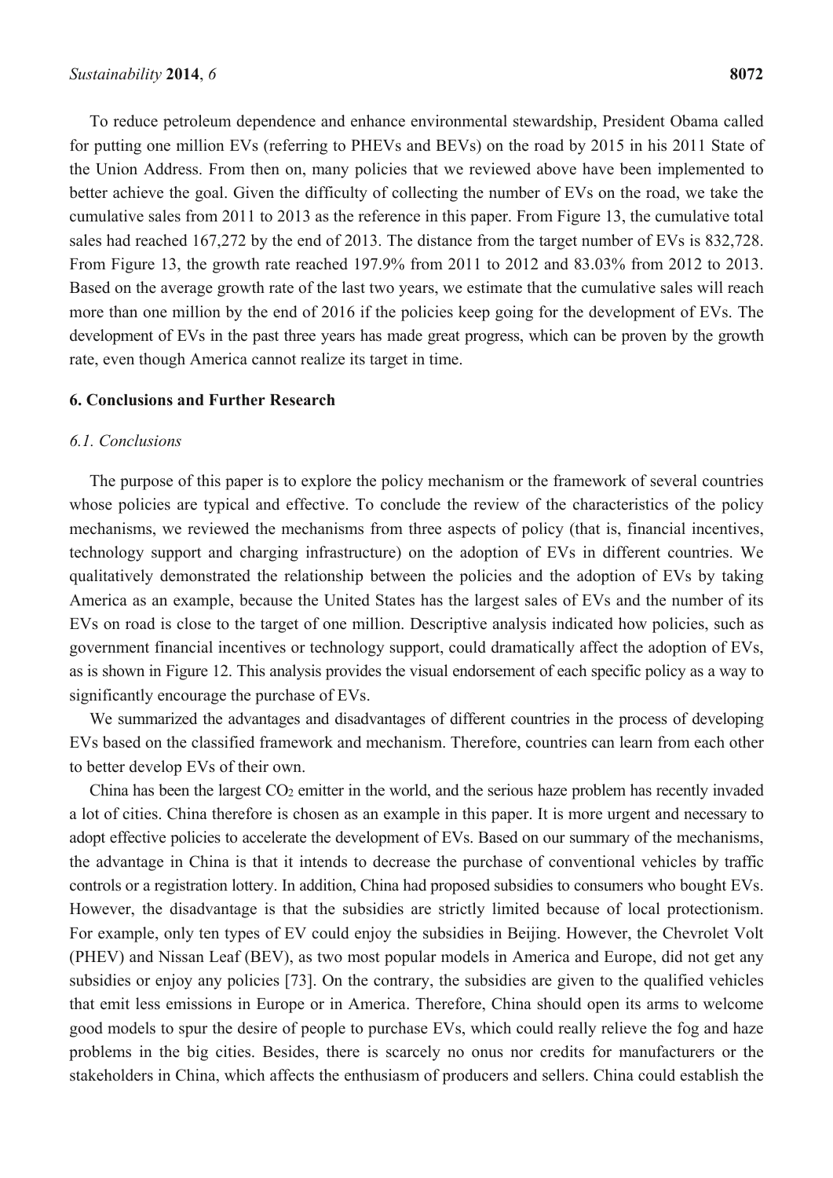To reduce petroleum dependence and enhance environmental stewardship, President Obama called for putting one million EVs (referring to PHEVs and BEVs) on the road by 2015 in his 2011 State of the Union Address. From then on, many policies that we reviewed above have been implemented to better achieve the goal. Given the difficulty of collecting the number of EVs on the road, we take the cumulative sales from 2011 to 2013 as the reference in this paper. From Figure 13, the cumulative total sales had reached 167,272 by the end of 2013. The distance from the target number of EVs is 832,728. From Figure 13, the growth rate reached 197.9% from 2011 to 2012 and 83.03% from 2012 to 2013. Based on the average growth rate of the last two years, we estimate that the cumulative sales will reach more than one million by the end of 2016 if the policies keep going for the development of EVs. The development of EVs in the past three years has made great progress, which can be proven by the growth rate, even though America cannot realize its target in time.

## 6. Conclusions and Further Research

### *6.1. Conclusions*

The purpose of this paper is to explore the policy mechanism or the framework of several countries whose policies are typical and effective. To conclude the review of the characteristics of the policy mechanisms, we reviewed the mechanisms from three aspects of policy (that is, financial incentives, technology support and charging infrastructure) on the adoption of EVs in different countries. We qualitatively demonstrated the relationship between the policies and the adoption of EVs by taking America as an example, because the United States has the largest sales of EVs and the number of its EVs on road is close to the target of one million. Descriptive analysis indicated how policies, such as government financial incentives or technology support, could dramatically affect the adoption of EVs, as is shown in Figure 12. This analysis provides the visual endorsement of each specific policy as a way to significantly encourage the purchase of EVs.

We summarized the advantages and disadvantages of different countries in the process of developing EVs based on the classified framework and mechanism. Therefore, countries can learn from each other to better develop EVs of their own.

China has been the largest $CO_2$ emitter in the world, and the serious haze problem has recently invaded a lot of cities. China therefore is chosen as an example in this paper. It is more urgent and necessary to adopt effective policies to accelerate the development of EVs. Based on our summary of the mechanisms, the advantage in China is that it intends to decrease the purchase of conventional vehicles by traffic controls or a registration lottery. In addition, China had proposed subsidies to consumers who bought EVs. However, the disadvantage is that the subsidies are strictly limited because of local protectionism. For example, only ten types of EV could enjoy the subsidies in Beijing. However, the Chevrolet Volt (PHEV) and Nissan Leaf (BEV), as two most popular models in America and Europe, did not get any subsidies or enjoy any policies [73]. On the contrary, the subsidies are given to the qualified vehicles that emit less emissions in Europe or in America. Therefore, China should open its arms to welcome good models to spur the desire of people to purchase EVs, which could really relieve the fog and haze problems in the big cities. Besides, there is scarcely no onus nor credits for manufacturers or the stakeholders in China, which affects the enthusiasm of producers and sellers. China could establish the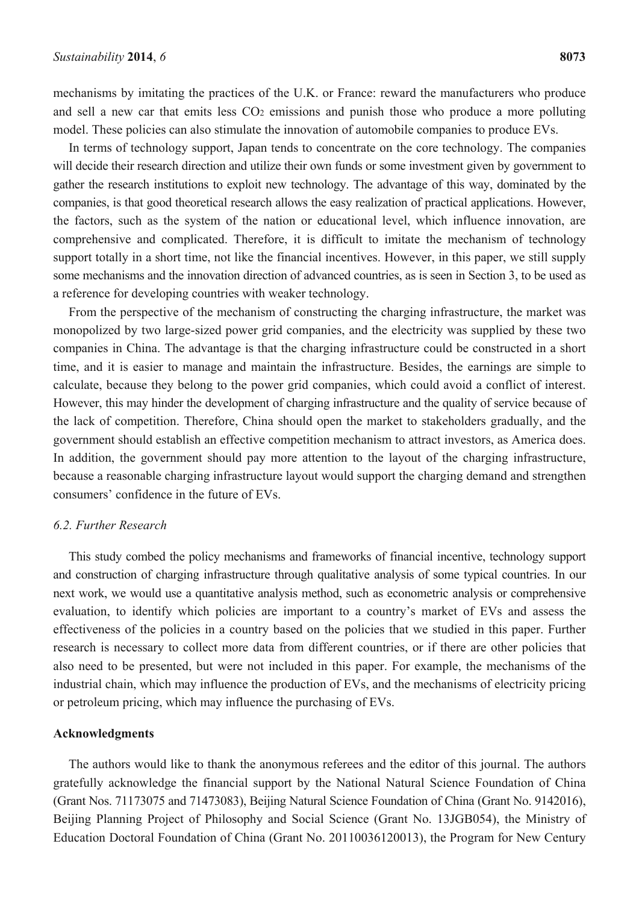mechanisms by imitating the practices of the U.K. or France: reward the manufacturers who produce and sell a new car that emits less $CO_2$ emissions and punish those who produce a more polluting model. These policies can also stimulate the innovation of automobile companies to produce EVs.

In terms of technology support, Japan tends to concentrate on the core technology. The companies will decide their research direction and utilize their own funds or some investment given by government to gather the research institutions to exploit new technology. The advantage of this way, dominated by the companies, is that good theoretical research allows the easy realization of practical applications. However, the factors, such as the system of the nation or educational level, which influence innovation, are comprehensive and complicated. Therefore, it is difficult to imitate the mechanism of technology support totally in a short time, not like the financial incentives. However, in this paper, we still supply some mechanisms and the innovation direction of advanced countries, as is seen in Section 3, to be used as a reference for developing countries with weaker technology.

From the perspective of the mechanism of constructing the charging infrastructure, the market was monopolized by two large-sized power grid companies, and the electricity was supplied by these two companies in China. The advantage is that the charging infrastructure could be constructed in a short time, and it is easier to manage and maintain the infrastructure. Besides, the earnings are simple to calculate, because they belong to the power grid companies, which could avoid a conflict of interest. However, this may hinder the development of charging infrastructure and the quality of service because of the lack of competition. Therefore, China should open the market to stakeholders gradually, and the government should establish an effective competition mechanism to attract investors, as America does. In addition, the government should pay more attention to the layout of the charging infrastructure, because a reasonable charging infrastructure layout would support the charging demand and strengthen consumers' confidence in the future of EVs.

### *6.2. Further Research*

This study combed the policy mechanisms and frameworks of financial incentive, technology support and construction of charging infrastructure through qualitative analysis of some typical countries. In our next work, we would use a quantitative analysis method, such as econometric analysis or comprehensive evaluation, to identify which policies are important to a country's market of EVs and assess the effectiveness of the policies in a country based on the policies that we studied in this paper. Further research is necessary to collect more data from different countries, or if there are other policies that also need to be presented, but were not included in this paper. For example, the mechanisms of the industrial chain, which may influence the production of EVs, and the mechanisms of electricity pricing or petroleum pricing, which may influence the purchasing of EVs.

## Acknowledgments

The authors would like to thank the anonymous referees and the editor of this journal. The authors gratefully acknowledge the financial support by the National Natural Science Foundation of China (Grant Nos. 71173075 and 71473083), Beijing Natural Science Foundation of China (Grant No. 9142016), Beijing Planning Project of Philosophy and Social Science (Grant No. 13JGB054), the Ministry of Education Doctoral Foundation of China (Grant No. 20110036120013), the Program for New Century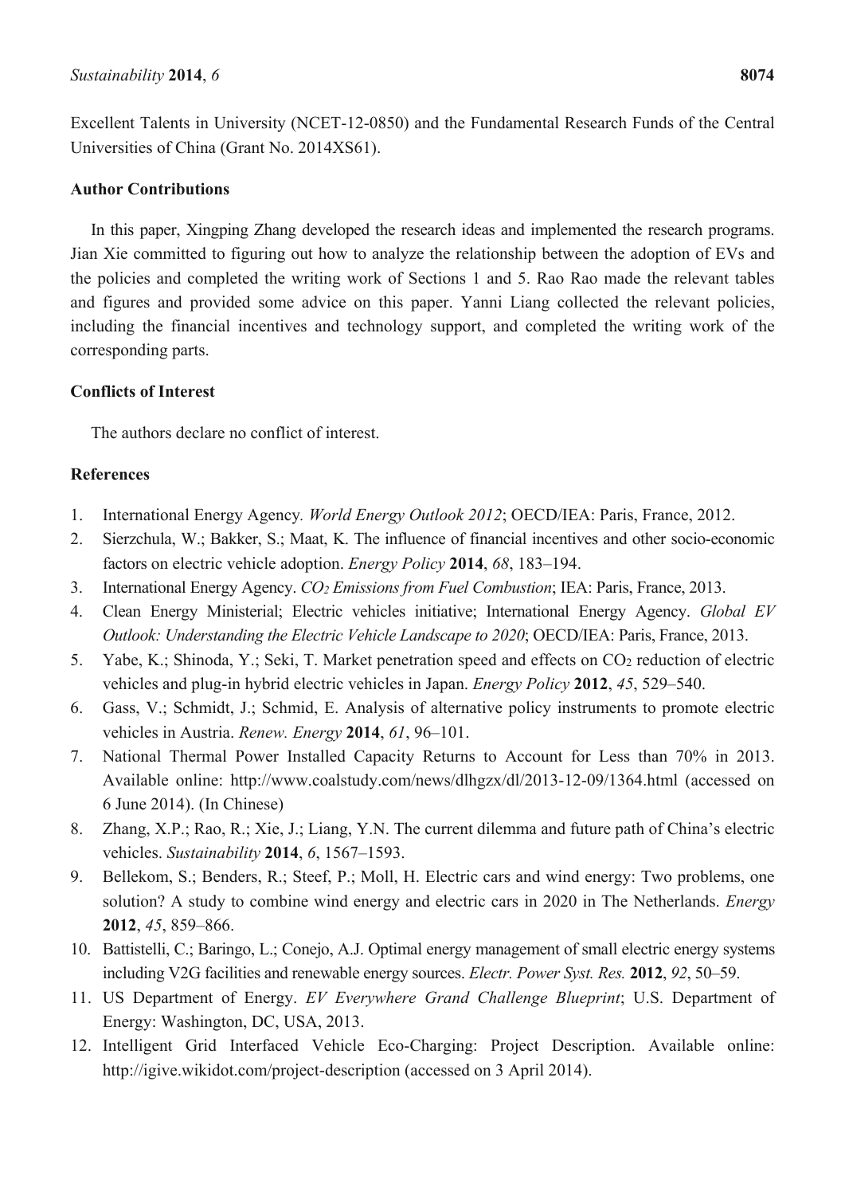Excellent Talents in University (NCET-12-0850) and the Fundamental Research Funds of the Central Universities of China (Grant No. 2014XS61).

## Author Contributions

In this paper, Xingping Zhang developed the research ideas and implemented the research programs. Jian Xie committed to figuring out how to analyze the relationship between the adoption of EVs and the policies and completed the writing work of Sections 1 and 5. Rao Rao made the relevant tables and figures and provided some advice on this paper. Yanni Liang collected the relevant policies, including the financial incentives and technology support, and completed the writing work of the corresponding parts.

## Conflicts of Interest

The authors declare no conflict of interest.

## References

1. International Energy Agency. *World Energy Outlook 2012*; OECD/IEA: Paris, France, 2012.
2. Sierzchula, W.; Bakker, S.; Maat, K. The influence of financial incentives and other socio-economic factors on electric vehicle adoption. *Energy Policy* **2014**, *68*, 183–194.
3. International Energy Agency. *$CO_2$ Emissions from Fuel Combustion*; IEA: Paris, France, 2013.
4. Clean Energy Ministerial; Electric vehicles initiative; International Energy Agency. *Global EV Outlook: Understanding the Electric Vehicle Landscape to 2020*; OECD/IEA: Paris, France, 2013.
5. Yabe, K.; Shinoda, Y.; Seki, T. Market penetration speed and effects on $CO_2$ reduction of electric vehicles and plug-in hybrid electric vehicles in Japan. *Energy Policy* **2012**, *45*, 529–540.
6. Gass, V.; Schmidt, J.; Schmid, E. Analysis of alternative policy instruments to promote electric vehicles in Austria. *Renew. Energy* **2014**, *61*, 96–101.
7. National Thermal Power Installed Capacity Returns to Account for Less than 70% in 2013. Available online: http://www.coalstudy.com/news/dlhgzx/dl/2013-12-09/1364.html (accessed on 6 June 2014). (In Chinese)
8. Zhang, X.P.; Rao, R.; Xie, J.; Liang, Y.N. The current dilemma and future path of China's electric vehicles. *Sustainability* **2014**, *6*, 1567–1593.
9. Bellekom, S.; Benders, R.; Steef, P.; Moll, H. Electric cars and wind energy: Two problems, one solution? A study to combine wind energy and electric cars in 2020 in The Netherlands. *Energy* **2012**, *45*, 859–866.
10. Battistelli, C.; Baringo, L.; Conejo, A.J. Optimal energy management of small electric energy systems including V2G facilities and renewable energy sources. *Electr. Power Syst. Res.* **2012**, *92*, 50–59.
11. US Department of Energy. *EV Everywhere Grand Challenge Blueprint*; U.S. Department of Energy: Washington, DC, USA, 2013.
12. Intelligent Grid Interfaced Vehicle Eco-Charging: Project Description. Available online: http://igive.wikidot.com/project-description (accessed on 3 April 2014).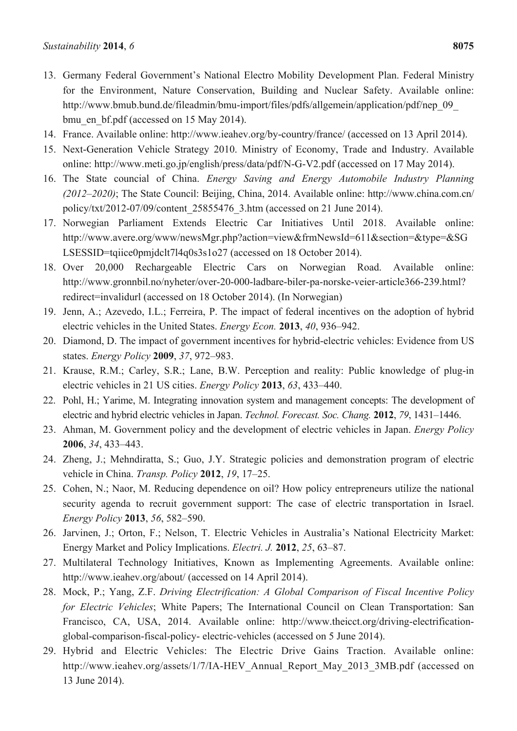13. Germany Federal Government's National Electro Mobility Development Plan. Federal Ministry for the Environment, Nature Conservation, Building and Nuclear Safety. Available online: http://www.bmub.bund.de/fileadmin/bmu-import/files/pdfs/allgemein/application/pdf/nep_09_bmu_en_bf.pdf (accessed on 15 May 2014).
14. France. Available online: http://www.ieahev.org/by-country/france/ (accessed on 13 April 2014).
15. Next-Generation Vehicle Strategy 2010. Ministry of Economy, Trade and Industry. Available online: http://www.meti.go.jp/english/press/data/pdf/N-G-V2.pdf (accessed on 17 May 2014).
16. The State councial of China. *Energy Saving and Energy Automobile Industry Planning (2012–2020)*; The State Council: Beijing, China, 2014. Available online: http://www.china.com.cn/policy/txt/2012-07/09/content_25855476_3.htm (accessed on 21 June 2014).
17. Norwegian Parliament Extends Electric Car Initiatives Until 2018. Available online: http://www.avere.org/www/newsMgr.php?action=view&frmNewsId=611&section=&type=&SGLSESSID=tqiice0pmjdclt7l4q0s3s1o27 (accessed on 18 October 2014).
18. Over 20,000 Rechargeable Electric Cars on Norwegian Road. Available online: http://www.gronnbil.no/nyheter/over-20-000-ladbare-biler-pa-norske-veier-article366-239.html?redirect=invalidurl (accessed on 18 October 2014). (In Norwegian)
19. Jenn, A.; Azevedo, I.L.; Ferreira, P. The impact of federal incentives on the adoption of hybrid electric vehicles in the United States. *Energy Econ.* **2013**, *40*, 936–942.
20. Diamond, D. The impact of government incentives for hybrid-electric vehicles: Evidence from US states. *Energy Policy* **2009**, *37*, 972–983.
21. Krause, R.M.; Carley, S.R.; Lane, B.W. Perception and reality: Public knowledge of plug-in electric vehicles in 21 US cities. *Energy Policy* **2013**, *63*, 433–440.
22. Pohl, H.; Yarime, M. Integrating innovation system and management concepts: The development of electric and hybrid electric vehicles in Japan. *Technol. Forecast. Soc. Chang.* **2012**, *79*, 1431–1446.
23. Ahman, M. Government policy and the development of electric vehicles in Japan. *Energy Policy* **2006**, *34*, 433–443.
24. Zheng, J.; Mehndiratta, S.; Guo, J.Y. Strategic policies and demonstration program of electric vehicle in China. *Transp. Policy* **2012**, *19*, 17–25.
25. Cohen, N.; Naor, M. Reducing dependence on oil? How policy entrepreneurs utilize the national security agenda to recruit government support: The case of electric transportation in Israel. *Energy Policy* **2013**, *56*, 582–590.
26. Jarvinen, J.; Orton, F.; Nelson, T. Electric Vehicles in Australia's National Electricity Market: Energy Market and Policy Implications. *Electri. J.* **2012**, *25*, 63–87.
27. Multilateral Technology Initiatives, Known as Implementing Agreements. Available online: http://www.ieahev.org/about/ (accessed on 14 April 2014).
28. Mock, P.; Yang, Z.F. *Driving Electrification: A Global Comparison of Fiscal Incentive Policy for Electric Vehicles*; White Papers; The International Council on Clean Transportation: San Francisco, CA, USA, 2014. Available online: http://www.theicct.org/driving-electrification-global-comparison-fiscal-policy- electric-vehicles (accessed on 5 June 2014).
29. Hybrid and Electric Vehicles: The Electric Drive Gains Traction. Available online: http://www.ieahev.org/assets/1/7/IA-HEV_Annual_Report_May_2013_3MB.pdf (accessed on 13 June 2014).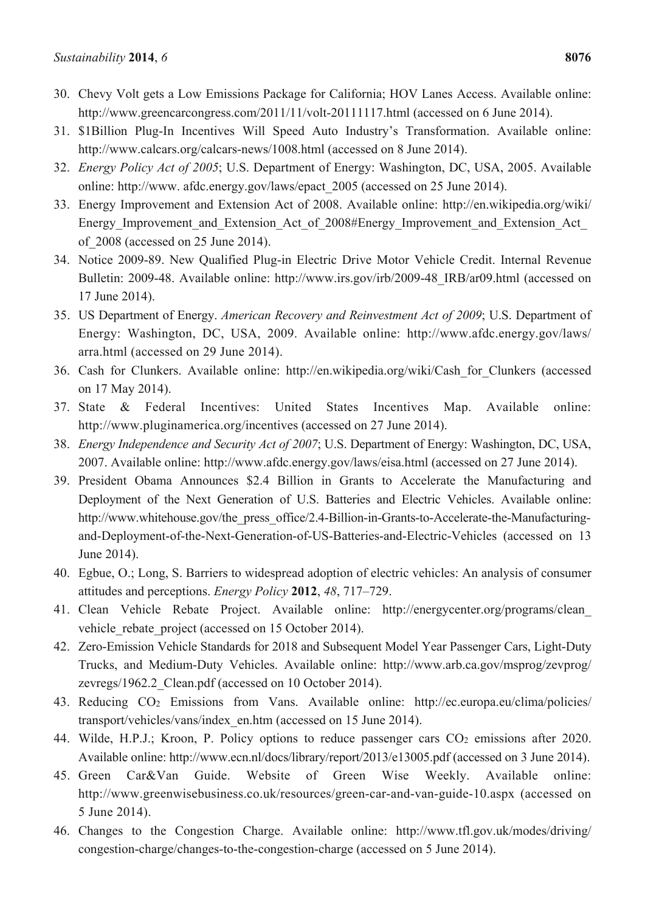30. Chevy Volt gets a Low Emissions Package for California; HOV Lanes Access. Available online: http://www.greencarcongress.com/2011/11/volt-20111117.html (accessed on 6 June 2014).
31. $1Billion Plug-In Incentives Will Speed Auto Industry's Transformation. Available online: http://www.calcars.org/calcars-news/1008.html (accessed on 8 June 2014).
32. *Energy Policy Act of 2005*; U.S. Department of Energy: Washington, DC, USA, 2005. Available online: http://www. afdc.energy.gov/laws/epact_2005 (accessed on 25 June 2014).
33. Energy Improvement and Extension Act of 2008. Available online: http://en.wikipedia.org/wiki/Energy_Improvement_and_Extension_Act_of_2008#Energy_Improvement_and_Extension_Act_of_2008 (accessed on 25 June 2014).
34. Notice 2009-89. New Qualified Plug-in Electric Drive Motor Vehicle Credit. Internal Revenue Bulletin: 2009-48. Available online: http://www.irs.gov/irb/2009-48_IRB/ar09.html (accessed on 17 June 2014).
35. US Department of Energy. *American Recovery and Reinvestment Act of 2009*; U.S. Department of Energy: Washington, DC, USA, 2009. Available online: http://www.afdc.energy.gov/laws/arra.html (accessed on 29 June 2014).
36. Cash for Clunkers. Available online: http://en.wikipedia.org/wiki/Cash_for_Clunkers (accessed on 17 May 2014).
37. State & Federal Incentives: United States Incentives Map. Available online: http://www.pluginamerica.org/incentives (accessed on 27 June 2014).
38. *Energy Independence and Security Act of 2007*; U.S. Department of Energy: Washington, DC, USA, 2007. Available online: http://www.afdc.energy.gov/laws/eisa.html (accessed on 27 June 2014).
39. President Obama Announces $2.4 Billion in Grants to Accelerate the Manufacturing and Deployment of the Next Generation of U.S. Batteries and Electric Vehicles. Available online: http://www.whitehouse.gov/the_press_office/2.4-Billion-in-Grants-to-Accelerate-the-Manufacturing-and-Deployment-of-the-Next-Generation-of-US-Batteries-and-Electric-Vehicles (accessed on 13 June 2014).
40. Egbue, O.; Long, S. Barriers to widespread adoption of electric vehicles: An analysis of consumer attitudes and perceptions. *Energy Policy* **2012**, *48*, 717–729.
41. Clean Vehicle Rebate Project. Available online: http://energycenter.org/programs/clean_vehicle_rebate_project (accessed on 15 October 2014).
42. Zero-Emission Vehicle Standards for 2018 and Subsequent Model Year Passenger Cars, Light-Duty Trucks, and Medium-Duty Vehicles. Available online: http://www.arb.ca.gov/msprog/zevprog/zevregs/1962.2_Clean.pdf (accessed on 10 October 2014).
43. Reducing $CO_2$ Emissions from Vans. Available online: http://ec.europa.eu/clima/policies/transport/vehicles/vans/index_en.htm (accessed on 15 June 2014).
44. Wilde, H.P.J.; Kroon, P. Policy options to reduce passenger cars $CO_2$ emissions after 2020. Available online: http://www.ecn.nl/docs/library/report/2013/e13005.pdf (accessed on 3 June 2014).
45. Green Car&Van Guide. Website of Green Wise Weekly. Available online: http://www.greenwisebusiness.co.uk/resources/green-car-and-van-guide-10.aspx (accessed on 5 June 2014).
46. Changes to the Congestion Charge. Available online: http://www.tfl.gov.uk/modes/driving/congestion-charge/changes-to-the-congestion-charge (accessed on 5 June 2014).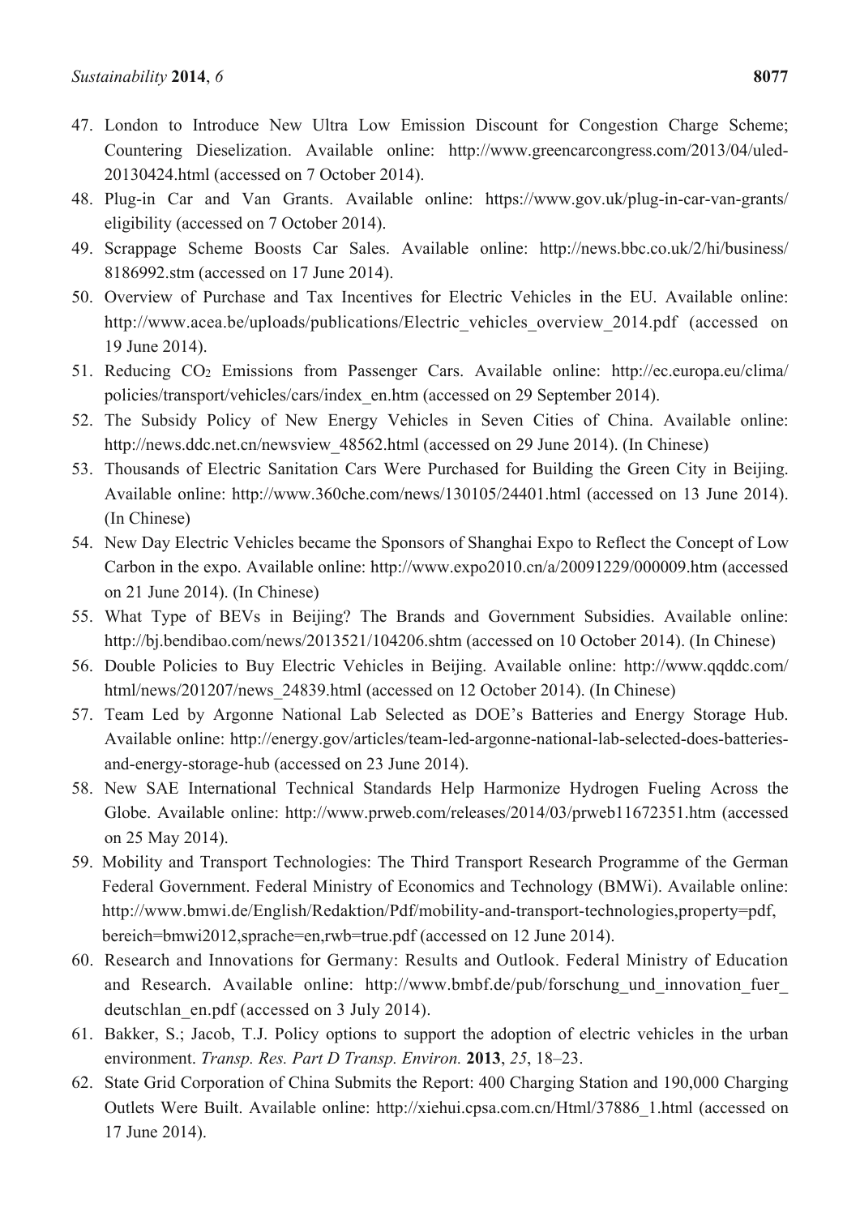47. London to Introduce New Ultra Low Emission Discount for Congestion Charge Scheme; Countering Dieselization. Available online: http://www.greencarcongress.com/2013/04/uled-20130424.html (accessed on 7 October 2014).
48. Plug-in Car and Van Grants. Available online: https://www.gov.uk/plug-in-car-van-grants/eligibility (accessed on 7 October 2014).
49. Scrappage Scheme Boosts Car Sales. Available online: http://news.bbc.co.uk/2/hi/business/8186992.stm (accessed on 17 June 2014).
50. Overview of Purchase and Tax Incentives for Electric Vehicles in the EU. Available online: http://www.acea.be/uploads/publications/Electric_vehicles_overview_2014.pdf (accessed on 19 June 2014).
51. Reducing $CO_2$ Emissions from Passenger Cars. Available online: http://ec.europa.eu/clima/policies/transport/vehicles/cars/index_en.htm (accessed on 29 September 2014).
52. The Subsidy Policy of New Energy Vehicles in Seven Cities of China. Available online: http://news.ddc.net.cn/newsview_48562.html (accessed on 29 June 2014). (In Chinese)
53. Thousands of Electric Sanitation Cars Were Purchased for Building the Green City in Beijing. Available online: http://www.360che.com/news/130105/24401.html (accessed on 13 June 2014). (In Chinese)
54. New Day Electric Vehicles became the Sponsors of Shanghai Expo to Reflect the Concept of Low Carbon in the expo. Available online: http://www.expo2010.cn/a/20091229/000009.htm (accessed on 21 June 2014). (In Chinese)
55. What Type of BEVs in Beijing? The Brands and Government Subsidies. Available online: http://bj.bendibao.com/news/2013521/104206.shtm (accessed on 10 October 2014). (In Chinese)
56. Double Policies to Buy Electric Vehicles in Beijing. Available online: http://www.qqddc.com/html/news/201207/news_24839.html (accessed on 12 October 2014). (In Chinese)
57. Team Led by Argonne National Lab Selected as DOE's Batteries and Energy Storage Hub. Available online: http://energy.gov/articles/team-led-argonne-national-lab-selected-does-batteries-and-energy-storage-hub (accessed on 23 June 2014).
58. New SAE International Technical Standards Help Harmonize Hydrogen Fueling Across the Globe. Available online: http://www.prweb.com/releases/2014/03/prweb11672351.htm (accessed on 25 May 2014).
59. Mobility and Transport Technologies: The Third Transport Research Programme of the German Federal Government. Federal Ministry of Economics and Technology (BMWi). Available online: http://www.bmwi.de/English/Redaktion/Pdf/mobility-and-transport-technologies,property=pdf,bereich=bmwi2012,sprache=en,rwb=true.pdf (accessed on 12 June 2014).
60. Research and Innovations for Germany: Results and Outlook. Federal Ministry of Education and Research. Available online: http://www.bmbf.de/pub/forschung_und_innovation_fuer_deutschlan_en.pdf (accessed on 3 July 2014).
61. Bakker, S.; Jacob, T.J. Policy options to support the adoption of electric vehicles in the urban environment. *Transp. Res. Part D Transp. Environ.* **2013**, *25*, 18–23.
62. State Grid Corporation of China Submits the Report: 400 Charging Station and 190,000 Charging Outlets Were Built. Available online: http://xiehui.cpsa.com.cn/Html/37886_1.html (accessed on 17 June 2014).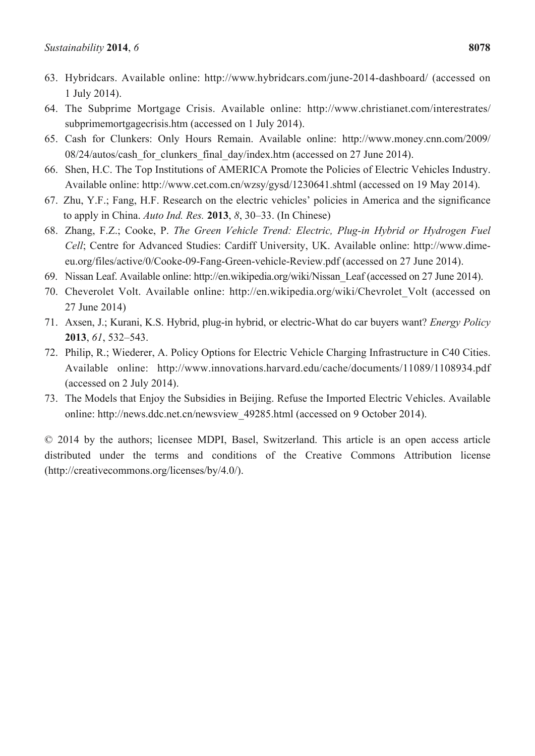63. Hybridcars. Available online: http://www.hybridcars.com/june-2014-dashboard/ (accessed on 1 July 2014).
64. The Subprime Mortgage Crisis. Available online: http://www.christianet.com/interestrates/subprimemortgagecrisis.htm (accessed on 1 July 2014).
65. Cash for Clunkers: Only Hours Remain. Available online: http://www.money.cnn.com/2009/08/24/autos/cash_for_clunkers_final_day/index.htm (accessed on 27 June 2014).
66. Shen, H.C. The Top Institutions of AMERICA Promote the Policies of Electric Vehicles Industry. Available online: http://www.cet.com.cn/wzsy/gysd/1230641.shtml (accessed on 19 May 2014).
67. Zhu, Y.F.; Fang, H.F. Research on the electric vehicles' policies in America and the significance to apply in China. *Auto Ind. Res.* **2013**, *8*, 30–33. (In Chinese)
68. Zhang, F.Z.; Cooke, P. *The Green Vehicle Trend: Electric, Plug-in Hybrid or Hydrogen Fuel Cell*; Centre for Advanced Studies: Cardiff University, UK. Available online: http://www.dime-eu.org/files/active/0/Cooke-09-Fang-Green-vehicle-Review.pdf (accessed on 27 June 2014).
69. Nissan Leaf. Available online: http://en.wikipedia.org/wiki/Nissan_Leaf (accessed on 27 June 2014).
70. Cheverolet Volt. Available online: http://en.wikipedia.org/wiki/Chevrolet_Volt (accessed on 27 June 2014)
71. Axsen, J.; Kurani, K.S. Hybrid, plug-in hybrid, or electric-What do car buyers want? *Energy Policy* **2013**, *61*, 532–543.
72. Philip, R.; Wiederer, A. Policy Options for Electric Vehicle Charging Infrastructure in C40 Cities. Available online: http://www.innovations.harvard.edu/cache/documents/11089/1108934.pdf (accessed on 2 July 2014).
73. The Models that Enjoy the Subsidies in Beijing. Refuse the Imported Electric Vehicles. Available online: http://news.ddc.net.cn/newsview_49285.html (accessed on 9 October 2014).

© 2014 by the authors; licensee MDPI, Basel, Switzerland. This article is an open access article distributed under the terms and conditions of the Creative Commons Attribution license (http://creativecommons.org/licenses/by/4.0/).